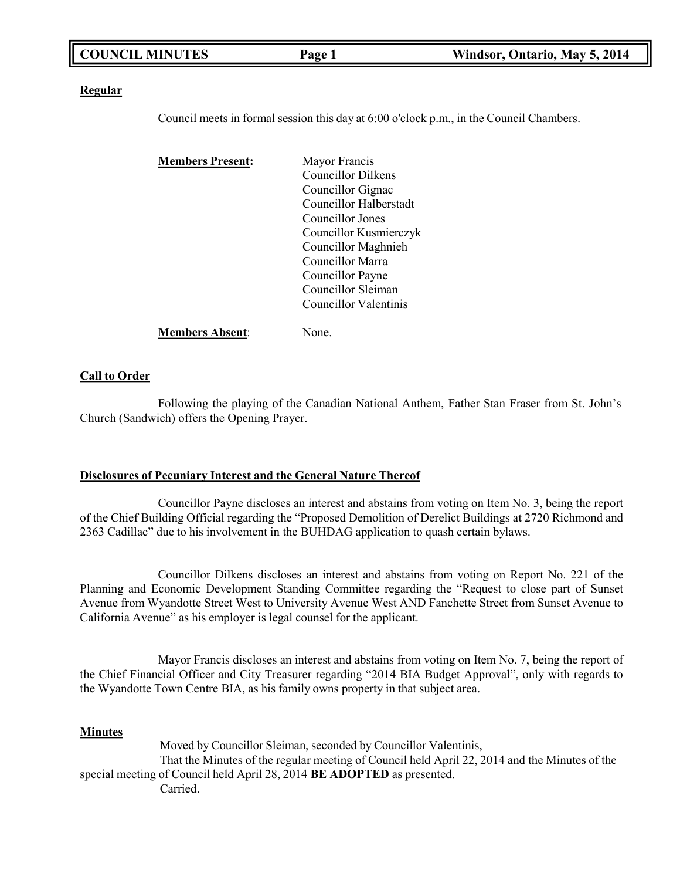**Regular**

Council meets in formal session this day at 6:00 o'clock p.m., in the Council Chambers.

**Members Present:**

Mayor Francis
Councillor Dilkens
Councillor Gignac
Councillor Halberstadt
Councillor Jones
Councillor Kusmierczyk
Councillor Maghnieh
Councillor Marra
Councillor Payne
Councillor Sleiman
Councillor Valentinis

**Members Absent**: None.

**Call to Order**

Following the playing of the Canadian National Anthem, Father Stan Fraser from St. John's Church (Sandwich) offers the Opening Prayer.

**Disclosures of Pecuniary Interest and the General Nature Thereof**

Councillor Payne discloses an interest and abstains from voting on Item No. 3, being the report of the Chief Building Official regarding the "Proposed Demolition of Derelict Buildings at 2720 Richmond and 2363 Cadillac" due to his involvement in the BUHDAG application to quash certain bylaws.

Councillor Dilkens discloses an interest and abstains from voting on Report No. 221 of the Planning and Economic Development Standing Committee regarding the "Request to close part of Sunset Avenue from Wyandotte Street West to University Avenue West AND Fanchette Street from Sunset Avenue to California Avenue" as his employer is legal counsel for the applicant.

Mayor Francis discloses an interest and abstains from voting on Item No. 7, being the report of the Chief Financial Officer and City Treasurer regarding "2014 BIA Budget Approval", only with regards to the Wyandotte Town Centre BIA, as his family owns property in that subject area.

**Minutes**

Moved by Councillor Sleiman, seconded by Councillor Valentinis,

That the Minutes of the regular meeting of Council held April 22, 2014 and the Minutes of the special meeting of Council held April 28, 2014 **BE ADOPTED** as presented.

Carried.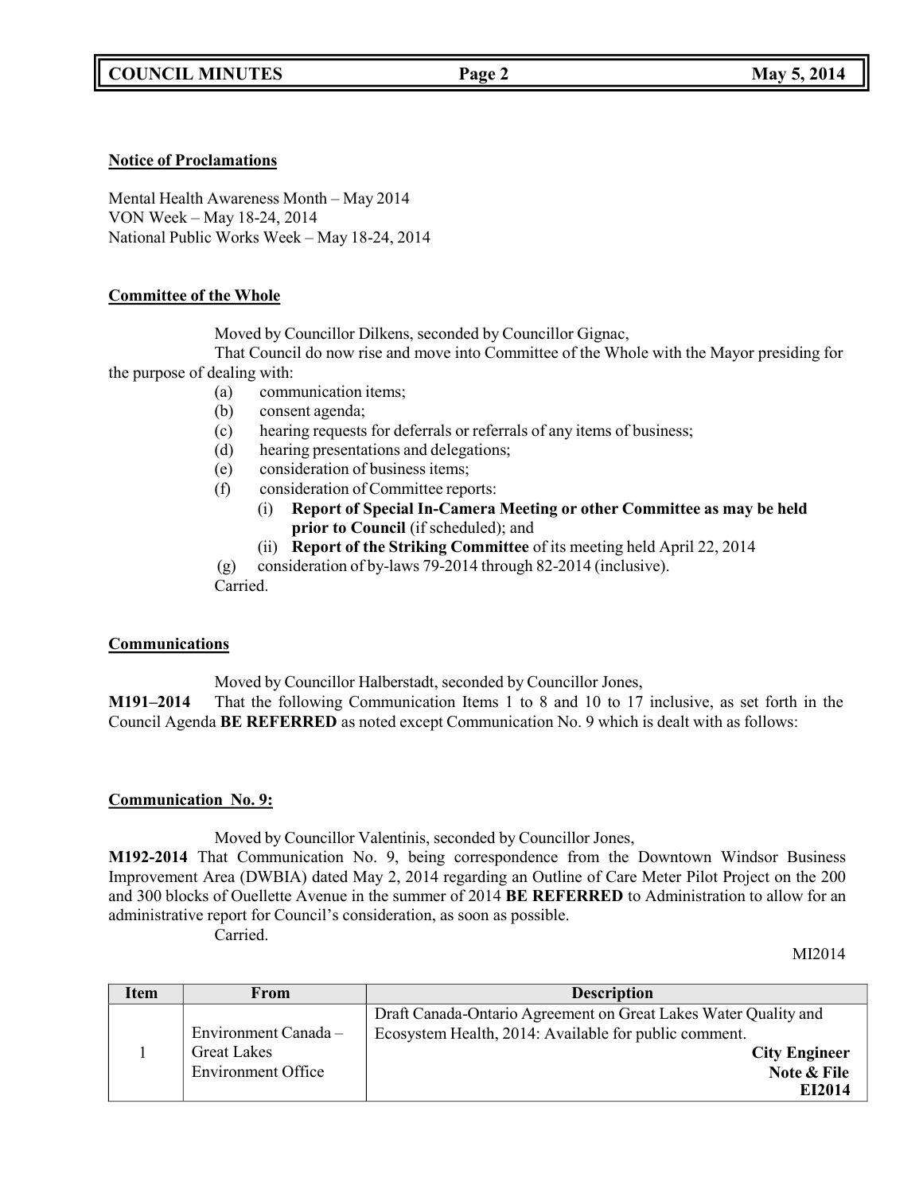**Notice of Proclamations**

Mental Health Awareness Month – May 2014
VON Week – May 18-24, 2014
National Public Works Week – May 18-24, 2014

**Committee of the Whole**

Moved by Councillor Dilkens, seconded by Councillor Gignac,

That Council do now rise and move into Committee of the Whole with the Mayor presiding for the purpose of dealing with:

(a) communication items;
(b) consent agenda;
(c) hearing requests for deferrals or referrals of any items of business;
(d) hearing presentations and delegations;
(e) consideration of business items;
(f) consideration of Committee reports:
  (i) **Report of Special In-Camera Meeting or other Committee as may be held prior to Council** (if scheduled); and
  (ii) **Report of the Striking Committee** of its meeting held April 22, 2014
(g) consideration of by-laws 79-2014 through 82-2014 (inclusive).

Carried.

**Communications**

Moved by Councillor Halberstadt, seconded by Councillor Jones,

**M191–2014** That the following Communication Items 1 to 8 and 10 to 17 inclusive, as set forth in the Council Agenda **BE REFERRED** as noted except Communication No. 9 which is dealt with as follows:

**Communication No. 9:**

Moved by Councillor Valentinis, seconded by Councillor Jones,

**M192-2014** That Communication No. 9, being correspondence from the Downtown Windsor Business Improvement Area (DWBIA) dated May 2, 2014 regarding an Outline of Care Meter Pilot Project on the 200 and 300 blocks of Ouellette Avenue in the summer of 2014 **BE REFERRED** to Administration to allow for an administrative report for Council's consideration, as soon as possible.

Carried.

MI2014

| Item | From | Description |
|---|---|---|
| 1 | Environment Canada – Great Lakes Environment Office | Draft Canada-Ontario Agreement on Great Lakes Water Quality and Ecosystem Health, 2014: Available for public comment. **City Engineer Note & File EI2014** |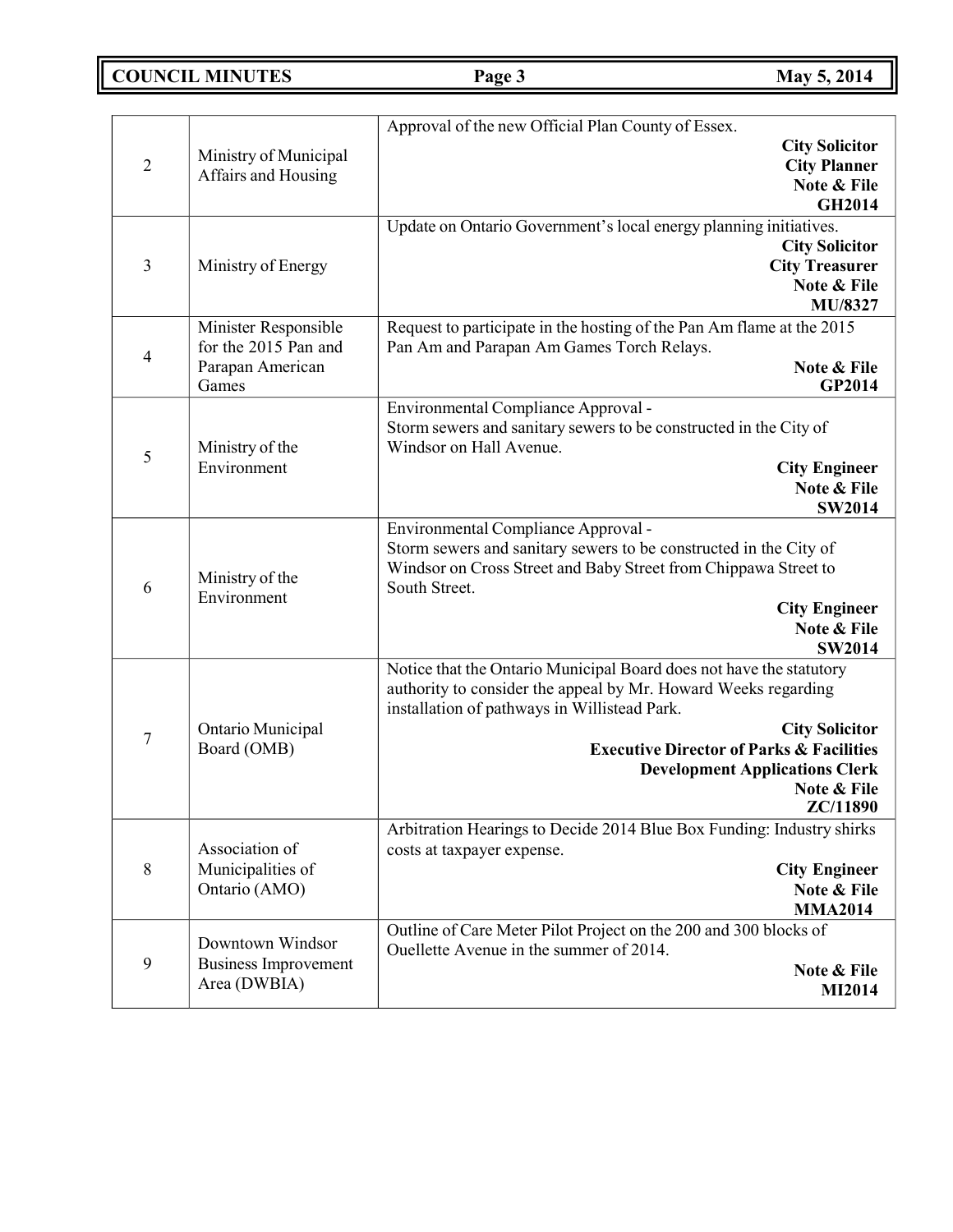| | | |
|---|---|---|
| 2 | Ministry of Municipal Affairs and Housing | Approval of the new Official Plan County of Essex.<br>**City Solicitor**<br>**City Planner**<br>**Note & File**<br>**GH2014** |
| 3 | Ministry of Energy | Update on Ontario Government's local energy planning initiatives.<br>**City Solicitor**<br>**City Treasurer**<br>**Note & File**<br>**MU/8327** |
| 4 | Minister Responsible for the 2015 Pan and Parapan American Games | Request to participate in the hosting of the Pan Am flame at the 2015 Pan Am and Parapan Am Games Torch Relays.<br>**Note & File**<br>**GP2014** |
| 5 | Ministry of the Environment | Environmental Compliance Approval -<br>Storm sewers and sanitary sewers to be constructed in the City of Windsor on Hall Avenue.<br>**City Engineer**<br>**Note & File**<br>**SW2014** |
| 6 | Ministry of the Environment | Environmental Compliance Approval -<br>Storm sewers and sanitary sewers to be constructed in the City of Windsor on Cross Street and Baby Street from Chippawa Street to South Street.<br>**City Engineer**<br>**Note & File**<br>**SW2014** |
| 7 | Ontario Municipal Board (OMB) | Notice that the Ontario Municipal Board does not have the statutory authority to consider the appeal by Mr. Howard Weeks regarding installation of pathways in Willistead Park.<br>**City Solicitor**<br>**Executive Director of Parks & Facilities**<br>**Development Applications Clerk**<br>**Note & File**<br>**ZC/11890** |
| 8 | Association of Municipalities of Ontario (AMO) | Arbitration Hearings to Decide 2014 Blue Box Funding: Industry shirks costs at taxpayer expense.<br>**City Engineer**<br>**Note & File**<br>**MMA2014** |
| 9 | Downtown Windsor Business Improvement Area (DWBIA) | Outline of Care Meter Pilot Project on the 200 and 300 blocks of Ouellette Avenue in the summer of 2014.<br>**Note & File**<br>**MI2014** |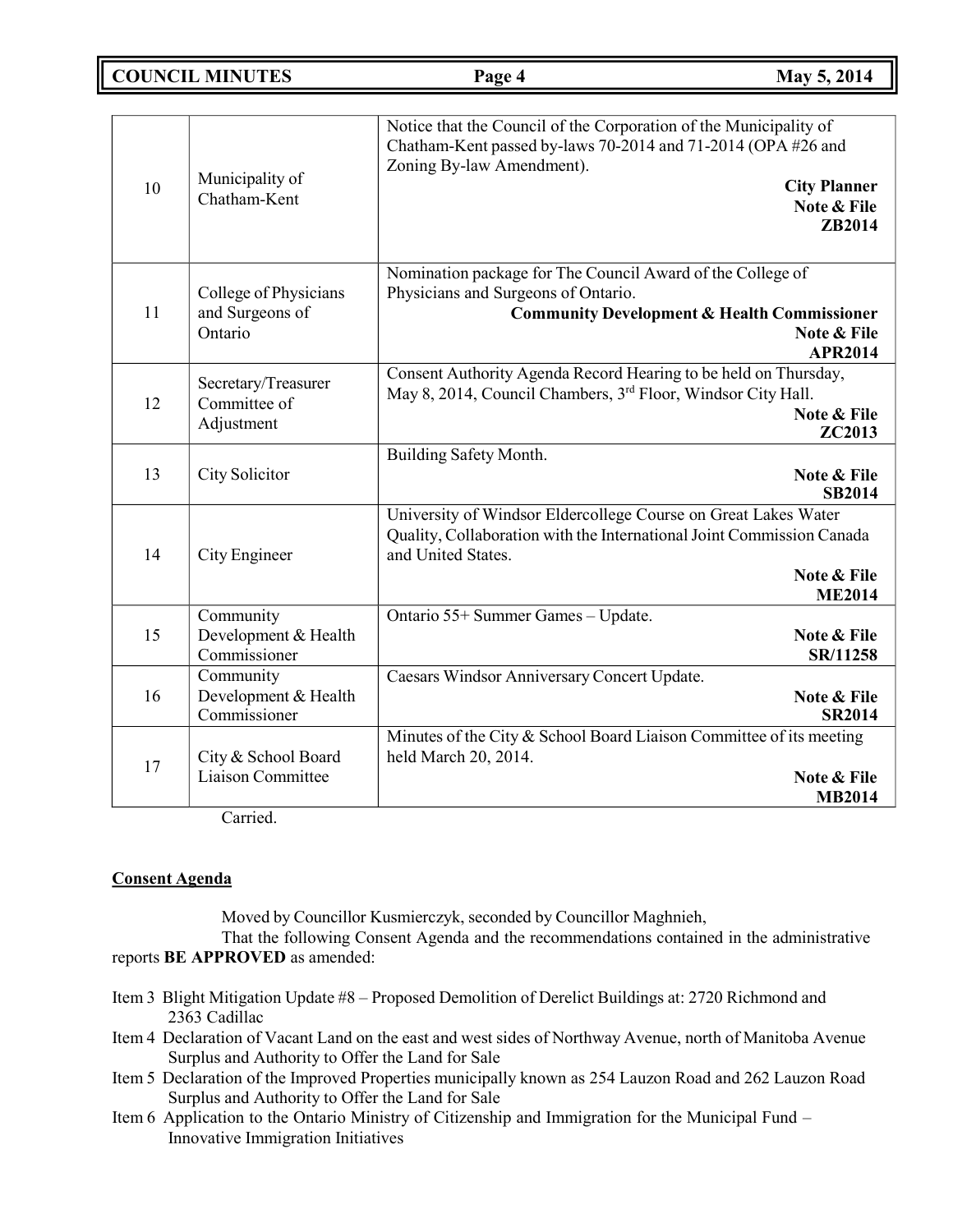| | | |
|---|---|---|
| 10 | Municipality of Chatham-Kent | Notice that the Council of the Corporation of the Municipality of Chatham-Kent passed by-laws 70-2014 and 71-2014 (OPA #26 and Zoning By-law Amendment). **City Planner** **Note & File** **ZB2014** |
| 11 | College of Physicians and Surgeons of Ontario | Nomination package for The Council Award of the College of Physicians and Surgeons of Ontario. **Community Development & Health Commissioner** **Note & File** **APR2014** |
| 12 | Secretary/Treasurer Committee of Adjustment | Consent Authority Agenda Record Hearing to be held on Thursday, May 8, 2014, Council Chambers, 3rd Floor, Windsor City Hall. **Note & File** **ZC2013** |
| 13 | City Solicitor | Building Safety Month. **Note & File** **SB2014** |
| 14 | City Engineer | University of Windsor Eldercollege Course on Great Lakes Water Quality, Collaboration with the International Joint Commission Canada and United States. **Note & File** **ME2014** |
| 15 | Community Development & Health Commissioner | Ontario 55+ Summer Games – Update. **Note & File** **SR/11258** |
| 16 | Community Development & Health Commissioner | Caesars Windsor Anniversary Concert Update. **Note & File** **SR2014** |
| 17 | City & School Board Liaison Committee | Minutes of the City & School Board Liaison Committee of its meeting held March 20, 2014. **Note & File** **MB2014** |

Carried.

**Consent Agenda**

Moved by Councillor Kusmierczyk, seconded by Councillor Maghnieh,

That the following Consent Agenda and the recommendations contained in the administrative reports **BE APPROVED** as amended:

Item 3 Blight Mitigation Update #8 – Proposed Demolition of Derelict Buildings at: 2720 Richmond and 2363 Cadillac

Item 4 Declaration of Vacant Land on the east and west sides of Northway Avenue, north of Manitoba Avenue Surplus and Authority to Offer the Land for Sale

Item 5 Declaration of the Improved Properties municipally known as 254 Lauzon Road and 262 Lauzon Road Surplus and Authority to Offer the Land for Sale

Item 6 Application to the Ontario Ministry of Citizenship and Immigration for the Municipal Fund – Innovative Immigration Initiatives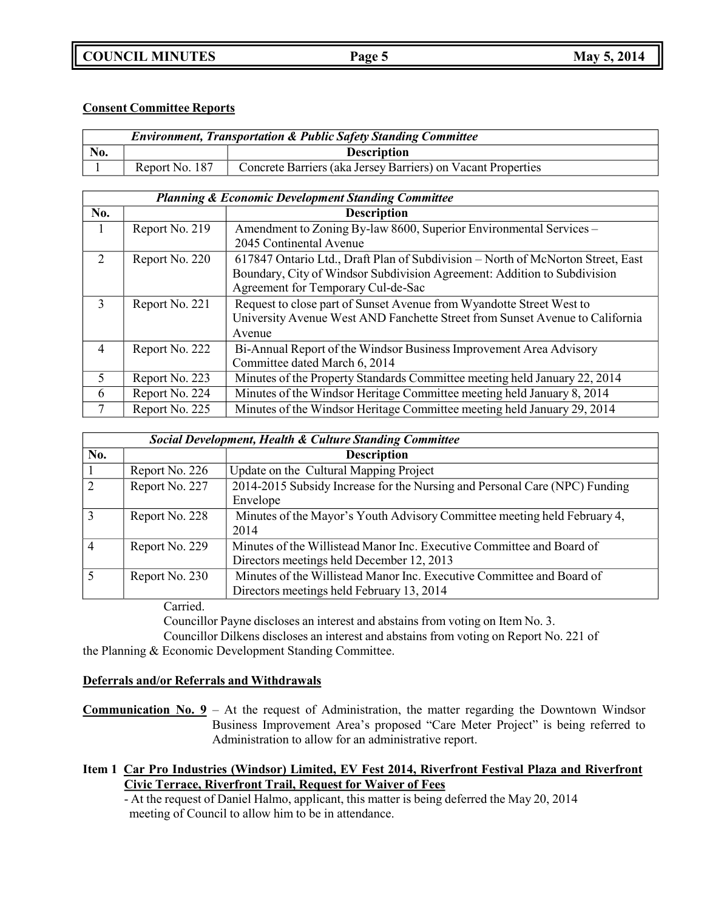**Consent Committee Reports**

| *Environment, Transportation & Public Safety Standing Committee* | | |
|---|---|---|
| **No.** | | **Description** |
| 1 | Report No. 187 | Concrete Barriers (aka Jersey Barriers) on Vacant Properties |

| *Planning & Economic Development Standing Committee* | | |
|---|---|---|
| **No.** | | **Description** |
| 1 | Report No. 219 | Amendment to Zoning By-law 8600, Superior Environmental Services – 2045 Continental Avenue |
| 2 | Report No. 220 | 617847 Ontario Ltd., Draft Plan of Subdivision – North of McNorton Street, East Boundary, City of Windsor Subdivision Agreement: Addition to Subdivision Agreement for Temporary Cul-de-Sac |
| 3 | Report No. 221 | Request to close part of Sunset Avenue from Wyandotte Street West to University Avenue West AND Fanchette Street from Sunset Avenue to California Avenue |
| 4 | Report No. 222 | Bi-Annual Report of the Windsor Business Improvement Area Advisory Committee dated March 6, 2014 |
| 5 | Report No. 223 | Minutes of the Property Standards Committee meeting held January 22, 2014 |
| 6 | Report No. 224 | Minutes of the Windsor Heritage Committee meeting held January 8, 2014 |
| 7 | Report No. 225 | Minutes of the Windsor Heritage Committee meeting held January 29, 2014 |

| *Social Development, Health & Culture Standing Committee* | | |
|---|---|---|
| **No.** | | **Description** |
| 1 | Report No. 226 | Update on the Cultural Mapping Project |
| 2 | Report No. 227 | 2014-2015 Subsidy Increase for the Nursing and Personal Care (NPC) Funding Envelope |
| 3 | Report No. 228 | Minutes of the Mayor's Youth Advisory Committee meeting held February 4, 2014 |
| 4 | Report No. 229 | Minutes of the Willistead Manor Inc. Executive Committee and Board of Directors meetings held December 12, 2013 |
| 5 | Report No. 230 | Minutes of the Willistead Manor Inc. Executive Committee and Board of Directors meetings held February 13, 2014 |

Carried.

Councillor Payne discloses an interest and abstains from voting on Item No. 3.

Councillor Dilkens discloses an interest and abstains from voting on Report No. 221 of the Planning & Economic Development Standing Committee.

**Deferrals and/or Referrals and Withdrawals**

**Communication No. 9** – At the request of Administration, the matter regarding the Downtown Windsor Business Improvement Area's proposed "Care Meter Project" is being referred to Administration to allow for an administrative report.

**Item 1 Car Pro Industries (Windsor) Limited, EV Fest 2014, Riverfront Festival Plaza and Riverfront Civic Terrace, Riverfront Trail, Request for Waiver of Fees**

- At the request of Daniel Halmo, applicant, this matter is being deferred the May 20, 2014 meeting of Council to allow him to be in attendance.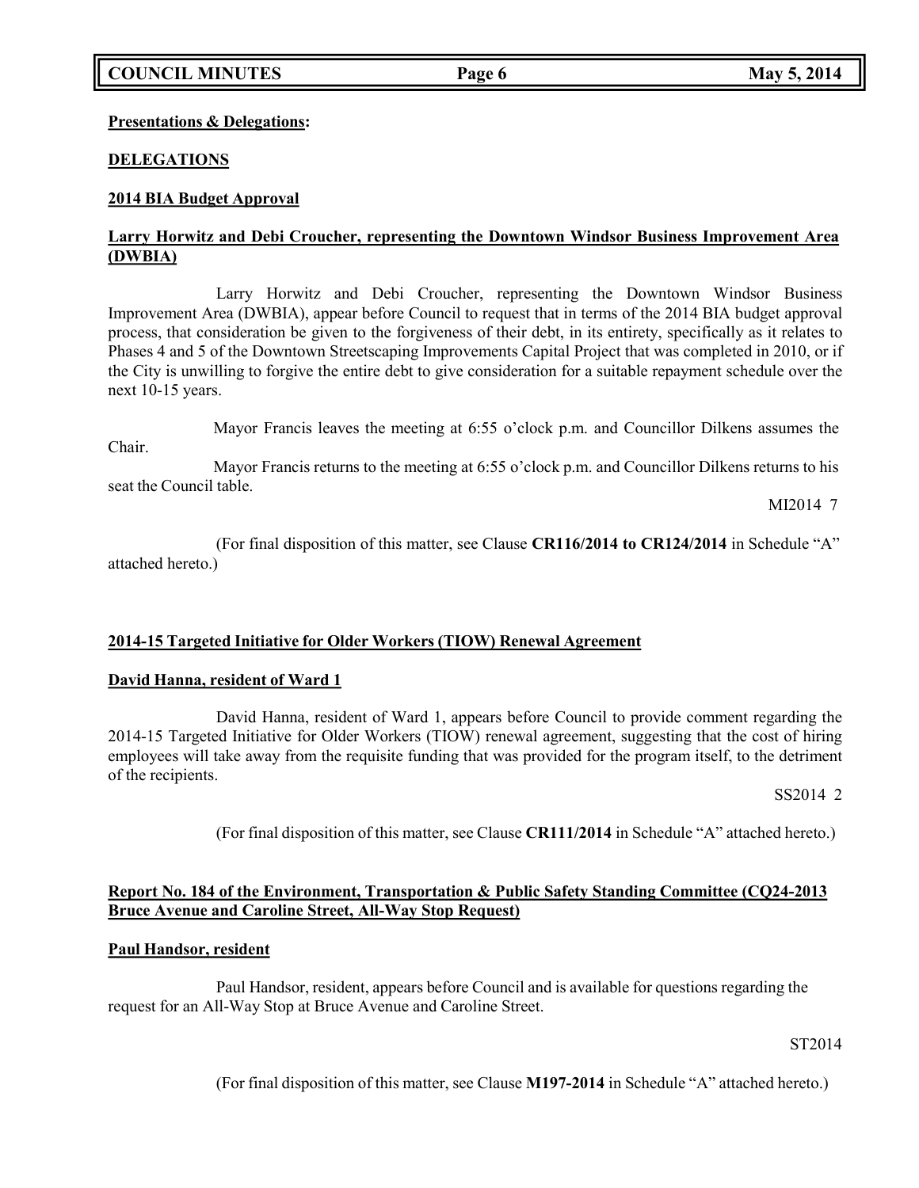**Presentations & Delegations:**

**DELEGATIONS**

**2014 BIA Budget Approval**

**Larry Horwitz and Debi Croucher, representing the Downtown Windsor Business Improvement Area (DWBIA)**

Larry Horwitz and Debi Croucher, representing the Downtown Windsor Business Improvement Area (DWBIA), appear before Council to request that in terms of the 2014 BIA budget approval process, that consideration be given to the forgiveness of their debt, in its entirety, specifically as it relates to Phases 4 and 5 of the Downtown Streetscaping Improvements Capital Project that was completed in 2010, or if the City is unwilling to forgive the entire debt to give consideration for a suitable repayment schedule over the next 10-15 years.

Mayor Francis leaves the meeting at 6:55 o'clock p.m. and Councillor Dilkens assumes the Chair.

Mayor Francis returns to the meeting at 6:55 o'clock p.m. and Councillor Dilkens returns to his seat the Council table.

MI2014 7

(For final disposition of this matter, see Clause **CR116/2014 to CR124/2014** in Schedule "A" attached hereto.)

**2014-15 Targeted Initiative for Older Workers (TIOW) Renewal Agreement**

**David Hanna, resident of Ward 1**

David Hanna, resident of Ward 1, appears before Council to provide comment regarding the 2014-15 Targeted Initiative for Older Workers (TIOW) renewal agreement, suggesting that the cost of hiring employees will take away from the requisite funding that was provided for the program itself, to the detriment of the recipients.

SS2014 2

(For final disposition of this matter, see Clause **CR111/2014** in Schedule "A" attached hereto.)

**Report No. 184 of the Environment, Transportation & Public Safety Standing Committee (CQ24-2013 Bruce Avenue and Caroline Street, All-Way Stop Request)**

**Paul Handsor, resident**

Paul Handsor, resident, appears before Council and is available for questions regarding the request for an All-Way Stop at Bruce Avenue and Caroline Street.

ST2014

(For final disposition of this matter, see Clause **M197-2014** in Schedule "A" attached hereto.)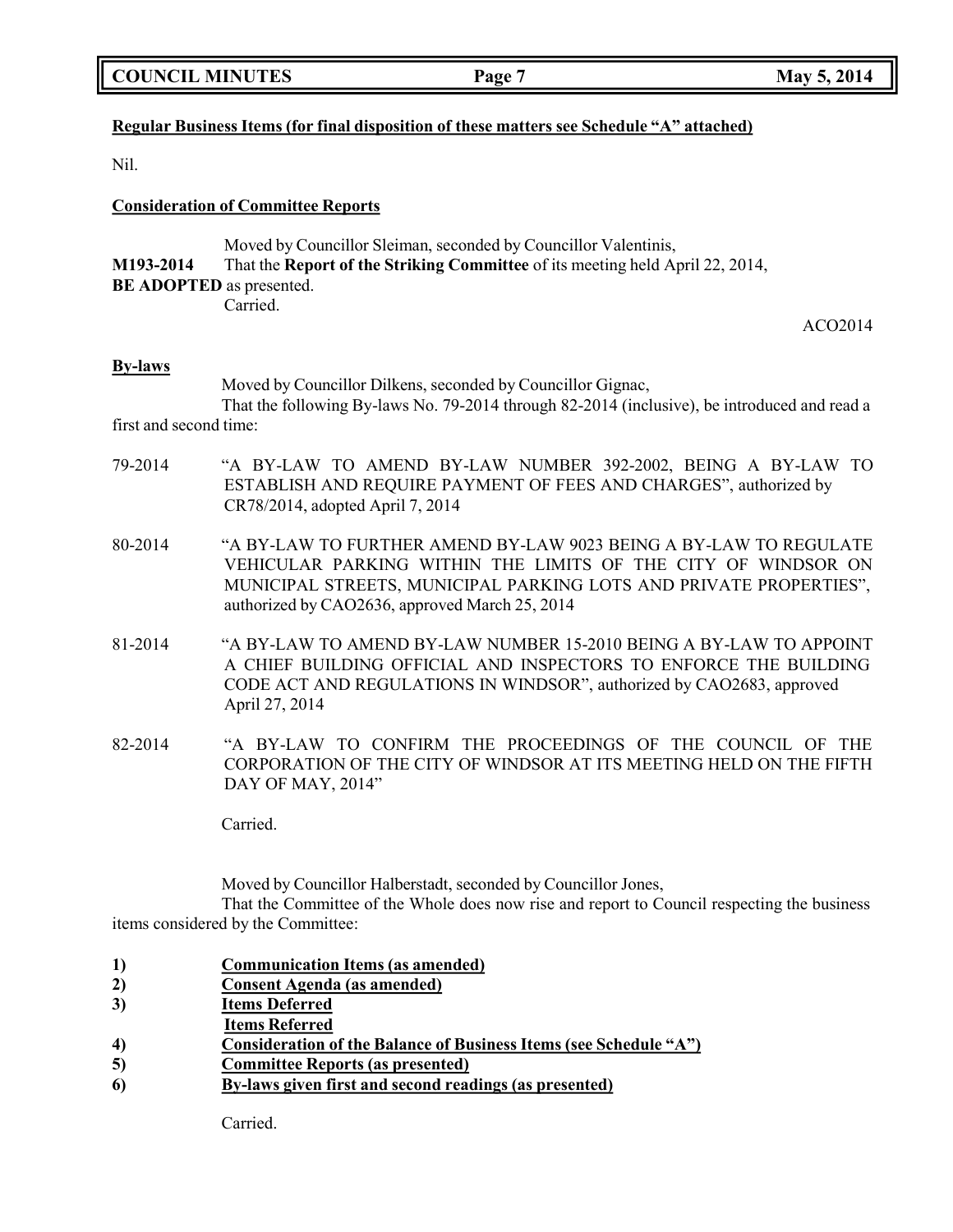**Regular Business Items (for final disposition of these matters see Schedule "A" attached)**

Nil.

**Consideration of Committee Reports**

Moved by Councillor Sleiman, seconded by Councillor Valentinis,

**M193-2014** That the **Report of the Striking Committee** of its meeting held April 22, 2014, **BE ADOPTED** as presented.

Carried.

ACO2014

**By-laws**

Moved by Councillor Dilkens, seconded by Councillor Gignac,

That the following By-laws No. 79-2014 through 82-2014 (inclusive), be introduced and read a first and second time:

79-2014 "A BY-LAW TO AMEND BY-LAW NUMBER 392-2002, BEING A BY-LAW TO ESTABLISH AND REQUIRE PAYMENT OF FEES AND CHARGES", authorized by CR78/2014, adopted April 7, 2014

80-2014 "A BY-LAW TO FURTHER AMEND BY-LAW 9023 BEING A BY-LAW TO REGULATE VEHICULAR PARKING WITHIN THE LIMITS OF THE CITY OF WINDSOR ON MUNICIPAL STREETS, MUNICIPAL PARKING LOTS AND PRIVATE PROPERTIES", authorized by CAO2636, approved March 25, 2014

81-2014 "A BY-LAW TO AMEND BY-LAW NUMBER 15-2010 BEING A BY-LAW TO APPOINT A CHIEF BUILDING OFFICIAL AND INSPECTORS TO ENFORCE THE BUILDING CODE ACT AND REGULATIONS IN WINDSOR", authorized by CAO2683, approved April 27, 2014

82-2014 "A BY-LAW TO CONFIRM THE PROCEEDINGS OF THE COUNCIL OF THE CORPORATION OF THE CITY OF WINDSOR AT ITS MEETING HELD ON THE FIFTH DAY OF MAY, 2014"

Carried.

Moved by Councillor Halberstadt, seconded by Councillor Jones,

That the Committee of the Whole does now rise and report to Council respecting the business items considered by the Committee:

1) **Communication Items (as amended)**
2) **Consent Agenda (as amended)**
3) **Items Deferred**
   **Items Referred**
4) **Consideration of the Balance of Business Items (see Schedule "A")**
5) **Committee Reports (as presented)**
6) **By-laws given first and second readings (as presented)**

Carried.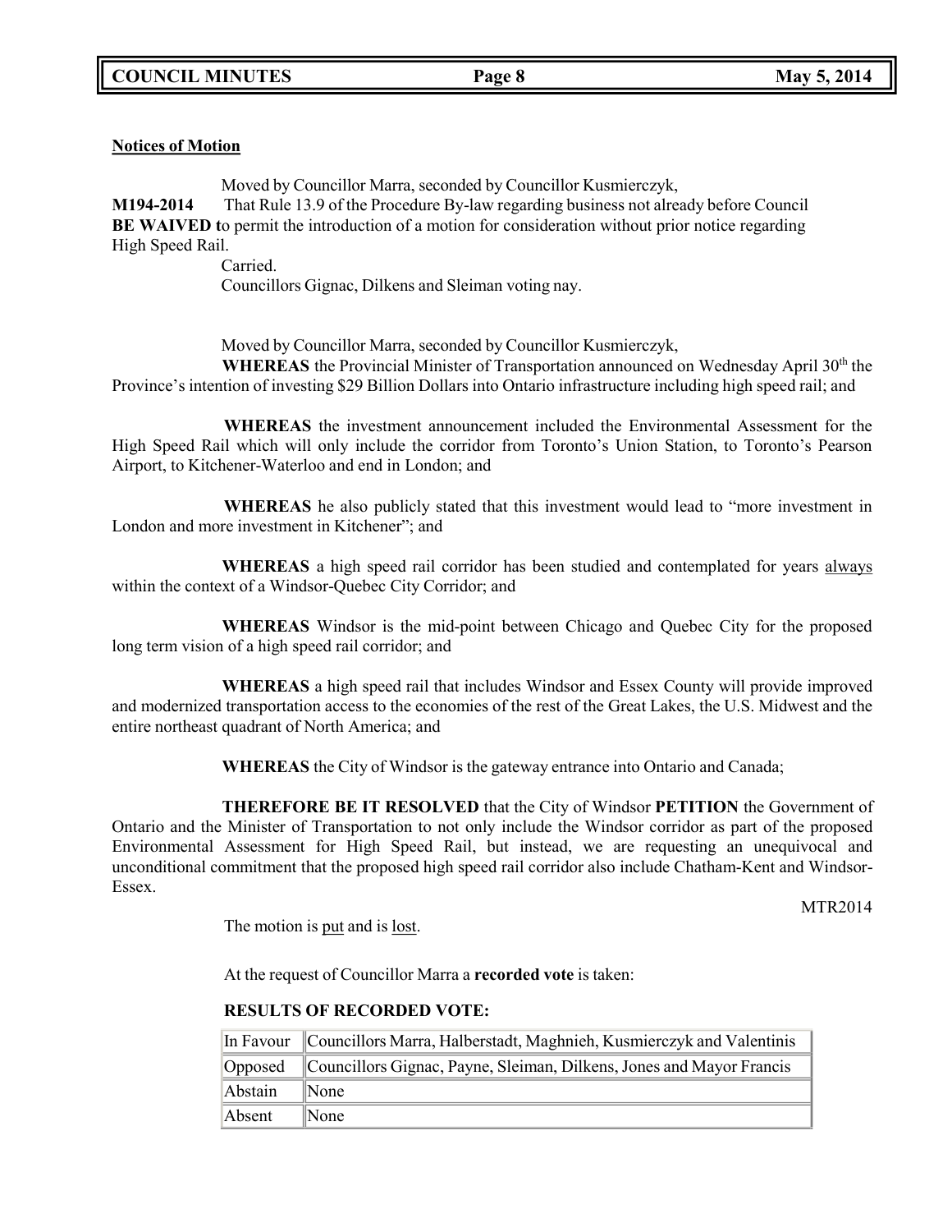**Notices of Motion**

Moved by Councillor Marra, seconded by Councillor Kusmierczyk,

**M194-2014** That Rule 13.9 of the Procedure By-law regarding business not already before Council **BE WAIVED t**o permit the introduction of a motion for consideration without prior notice regarding High Speed Rail.

Carried.

Councillors Gignac, Dilkens and Sleiman voting nay.

Moved by Councillor Marra, seconded by Councillor Kusmierczyk,

**WHEREAS** the Provincial Minister of Transportation announced on Wednesday April 30th the Province's intention of investing $29 Billion Dollars into Ontario infrastructure including high speed rail; and

**WHEREAS** the investment announcement included the Environmental Assessment for the High Speed Rail which will only include the corridor from Toronto's Union Station, to Toronto's Pearson Airport, to Kitchener-Waterloo and end in London; and

**WHEREAS** he also publicly stated that this investment would lead to "more investment in London and more investment in Kitchener"; and

**WHEREAS** a high speed rail corridor has been studied and contemplated for years always within the context of a Windsor-Quebec City Corridor; and

**WHEREAS** Windsor is the mid-point between Chicago and Quebec City for the proposed long term vision of a high speed rail corridor; and

**WHEREAS** a high speed rail that includes Windsor and Essex County will provide improved and modernized transportation access to the economies of the rest of the Great Lakes, the U.S. Midwest and the entire northeast quadrant of North America; and

**WHEREAS** the City of Windsor is the gateway entrance into Ontario and Canada;

**THEREFORE BE IT RESOLVED** that the City of Windsor **PETITION** the Government of Ontario and the Minister of Transportation to not only include the Windsor corridor as part of the proposed Environmental Assessment for High Speed Rail, but instead, we are requesting an unequivocal and unconditional commitment that the proposed high speed rail corridor also include Chatham-Kent and Windsor-Essex.

MTR2014

The motion is put and is lost.

At the request of Councillor Marra a **recorded vote** is taken:

**RESULTS OF RECORDED VOTE:**

| | |
|---|---|
| In Favour | Councillors Marra, Halberstadt, Maghnieh, Kusmierczyk and Valentinis |
| Opposed | Councillors Gignac, Payne, Sleiman, Dilkens, Jones and Mayor Francis |
| Abstain | None |
| Absent | None |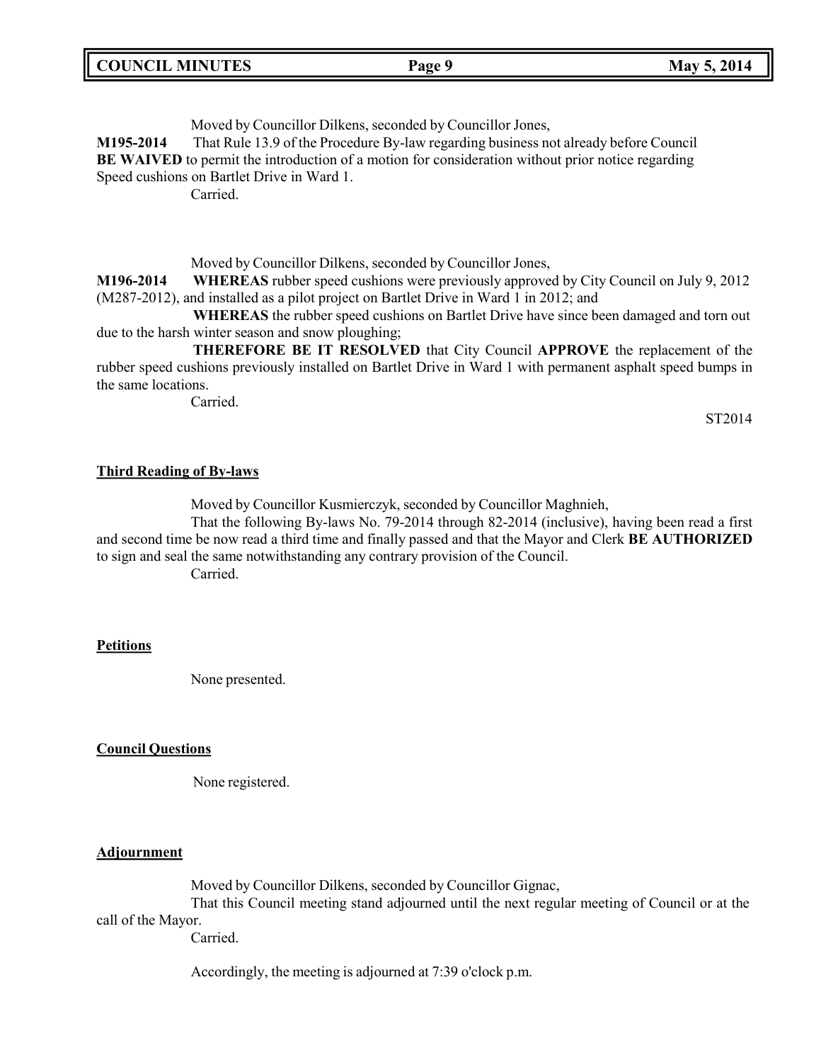Moved by Councillor Dilkens, seconded by Councillor Jones,

**M195-2014** That Rule 13.9 of the Procedure By-law regarding business not already before Council **BE WAIVED** to permit the introduction of a motion for consideration without prior notice regarding Speed cushions on Bartlet Drive in Ward 1.

Carried.

Moved by Councillor Dilkens, seconded by Councillor Jones,

**M196-2014** **WHEREAS** rubber speed cushions were previously approved by City Council on July 9, 2012 (M287-2012), and installed as a pilot project on Bartlet Drive in Ward 1 in 2012; and

**WHEREAS** the rubber speed cushions on Bartlet Drive have since been damaged and torn out due to the harsh winter season and snow ploughing;

**THEREFORE BE IT RESOLVED** that City Council **APPROVE** the replacement of the rubber speed cushions previously installed on Bartlet Drive in Ward 1 with permanent asphalt speed bumps in the same locations.

Carried.

ST2014

**Third Reading of By-laws**

Moved by Councillor Kusmierczyk, seconded by Councillor Maghnieh,

That the following By-laws No. 79-2014 through 82-2014 (inclusive), having been read a first and second time be now read a third time and finally passed and that the Mayor and Clerk **BE AUTHORIZED** to sign and seal the same notwithstanding any contrary provision of the Council.

Carried.

**Petitions**

None presented.

**Council Questions**

None registered.

**Adjournment**

Moved by Councillor Dilkens, seconded by Councillor Gignac,

That this Council meeting stand adjourned until the next regular meeting of Council or at the call of the Mayor.

Carried.

Accordingly, the meeting is adjourned at 7:39 o'clock p.m.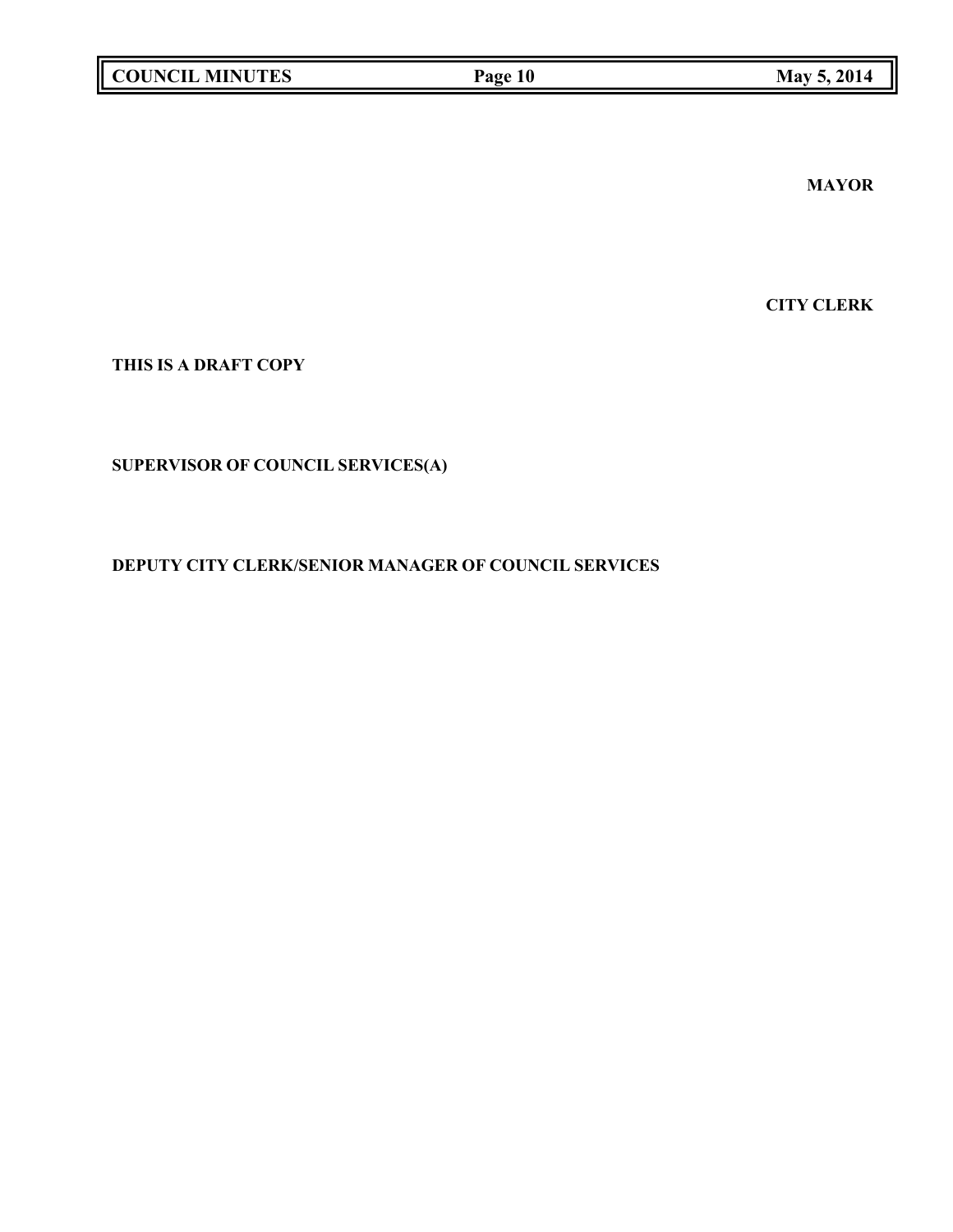**MAYOR**

**CITY CLERK**

**THIS IS A DRAFT COPY**

**SUPERVISOR OF COUNCIL SERVICES(A)**

**DEPUTY CITY CLERK/SENIOR MANAGER OF COUNCIL SERVICES**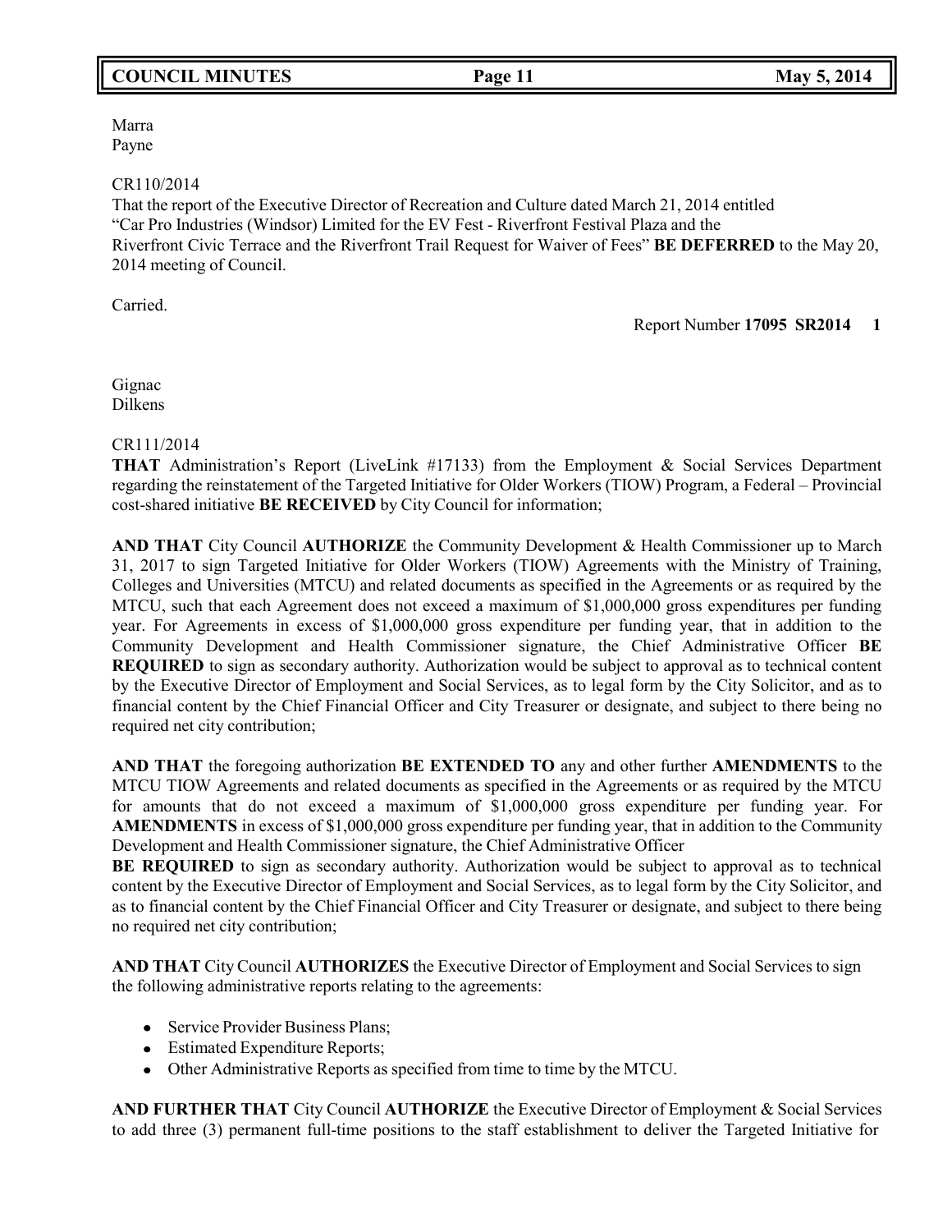Marra
Payne

CR110/2014
That the report of the Executive Director of Recreation and Culture dated March 21, 2014 entitled "Car Pro Industries (Windsor) Limited for the EV Fest - Riverfront Festival Plaza and the Riverfront Civic Terrace and the Riverfront Trail Request for Waiver of Fees" **BE DEFERRED** to the May 20, 2014 meeting of Council.

Carried.

Report Number **17095 SR2014 1**

Gignac
Dilkens

CR111/2014
**THAT** Administration's Report (LiveLink #17133) from the Employment & Social Services Department regarding the reinstatement of the Targeted Initiative for Older Workers (TIOW) Program, a Federal – Provincial cost-shared initiative **BE RECEIVED** by City Council for information;

**AND THAT** City Council **AUTHORIZE** the Community Development & Health Commissioner up to March 31, 2017 to sign Targeted Initiative for Older Workers (TIOW) Agreements with the Ministry of Training, Colleges and Universities (MTCU) and related documents as specified in the Agreements or as required by the MTCU, such that each Agreement does not exceed a maximum of $1,000,000 gross expenditures per funding year. For Agreements in excess of $1,000,000 gross expenditure per funding year, that in addition to the Community Development and Health Commissioner signature, the Chief Administrative Officer **BE REQUIRED** to sign as secondary authority. Authorization would be subject to approval as to technical content by the Executive Director of Employment and Social Services, as to legal form by the City Solicitor, and as to financial content by the Chief Financial Officer and City Treasurer or designate, and subject to there being no required net city contribution;

**AND THAT** the foregoing authorization **BE EXTENDED TO** any and other further **AMENDMENTS** to the MTCU TIOW Agreements and related documents as specified in the Agreements or as required by the MTCU for amounts that do not exceed a maximum of $1,000,000 gross expenditure per funding year. For **AMENDMENTS** in excess of $1,000,000 gross expenditure per funding year, that in addition to the Community Development and Health Commissioner signature, the Chief Administrative Officer **BE REQUIRED** to sign as secondary authority. Authorization would be subject to approval as to technical content by the Executive Director of Employment and Social Services, as to legal form by the City Solicitor, and as to financial content by the Chief Financial Officer and City Treasurer or designate, and subject to there being no required net city contribution;

**AND THAT** City Council **AUTHORIZES** the Executive Director of Employment and Social Services to sign the following administrative reports relating to the agreements:

- Service Provider Business Plans;
- Estimated Expenditure Reports;
- Other Administrative Reports as specified from time to time by the MTCU.

**AND FURTHER THAT** City Council **AUTHORIZE** the Executive Director of Employment & Social Services to add three (3) permanent full-time positions to the staff establishment to deliver the Targeted Initiative for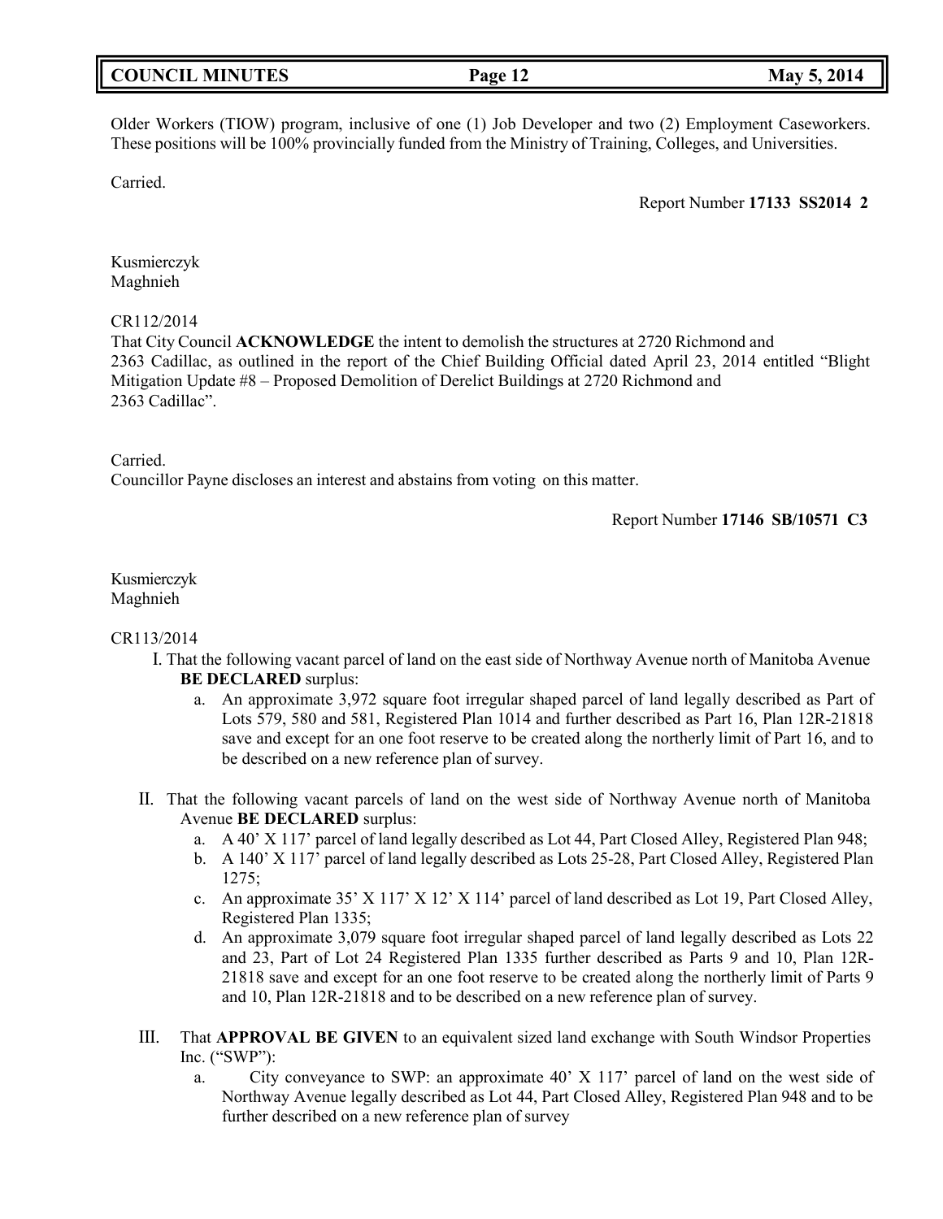Older Workers (TIOW) program, inclusive of one (1) Job Developer and two (2) Employment Caseworkers. These positions will be 100% provincially funded from the Ministry of Training, Colleges, and Universities.

Carried.

Report Number **17133 SS2014 2**

Kusmierczyk
Maghnieh

CR112/2014
That City Council **ACKNOWLEDGE** the intent to demolish the structures at 2720 Richmond and 2363 Cadillac, as outlined in the report of the Chief Building Official dated April 23, 2014 entitled "Blight Mitigation Update #8 – Proposed Demolition of Derelict Buildings at 2720 Richmond and 2363 Cadillac".

Carried.
Councillor Payne discloses an interest and abstains from voting on this matter.

Report Number **17146 SB/10571 C3**

Kusmierczyk
Maghnieh

CR113/2014

I. That the following vacant parcel of land on the east side of Northway Avenue north of Manitoba Avenue **BE DECLARED** surplus:
   a. An approximate 3,972 square foot irregular shaped parcel of land legally described as Part of Lots 579, 580 and 581, Registered Plan 1014 and further described as Part 16, Plan 12R-21818 save and except for an one foot reserve to be created along the northerly limit of Part 16, and to be described on a new reference plan of survey.

II. That the following vacant parcels of land on the west side of Northway Avenue north of Manitoba Avenue **BE DECLARED** surplus:
   a. A 40' X 117' parcel of land legally described as Lot 44, Part Closed Alley, Registered Plan 948;
   b. A 140' X 117' parcel of land legally described as Lots 25-28, Part Closed Alley, Registered Plan 1275;
   c. An approximate 35' X 117' X 12' X 114' parcel of land described as Lot 19, Part Closed Alley, Registered Plan 1335;
   d. An approximate 3,079 square foot irregular shaped parcel of land legally described as Lots 22 and 23, Part of Lot 24 Registered Plan 1335 further described as Parts 9 and 10, Plan 12R-21818 save and except for an one foot reserve to be created along the northerly limit of Parts 9 and 10, Plan 12R-21818 and to be described on a new reference plan of survey.

III. That **APPROVAL BE GIVEN** to an equivalent sized land exchange with South Windsor Properties Inc. ("SWP"):
   a. City conveyance to SWP: an approximate 40' X 117' parcel of land on the west side of Northway Avenue legally described as Lot 44, Part Closed Alley, Registered Plan 948 and to be further described on a new reference plan of survey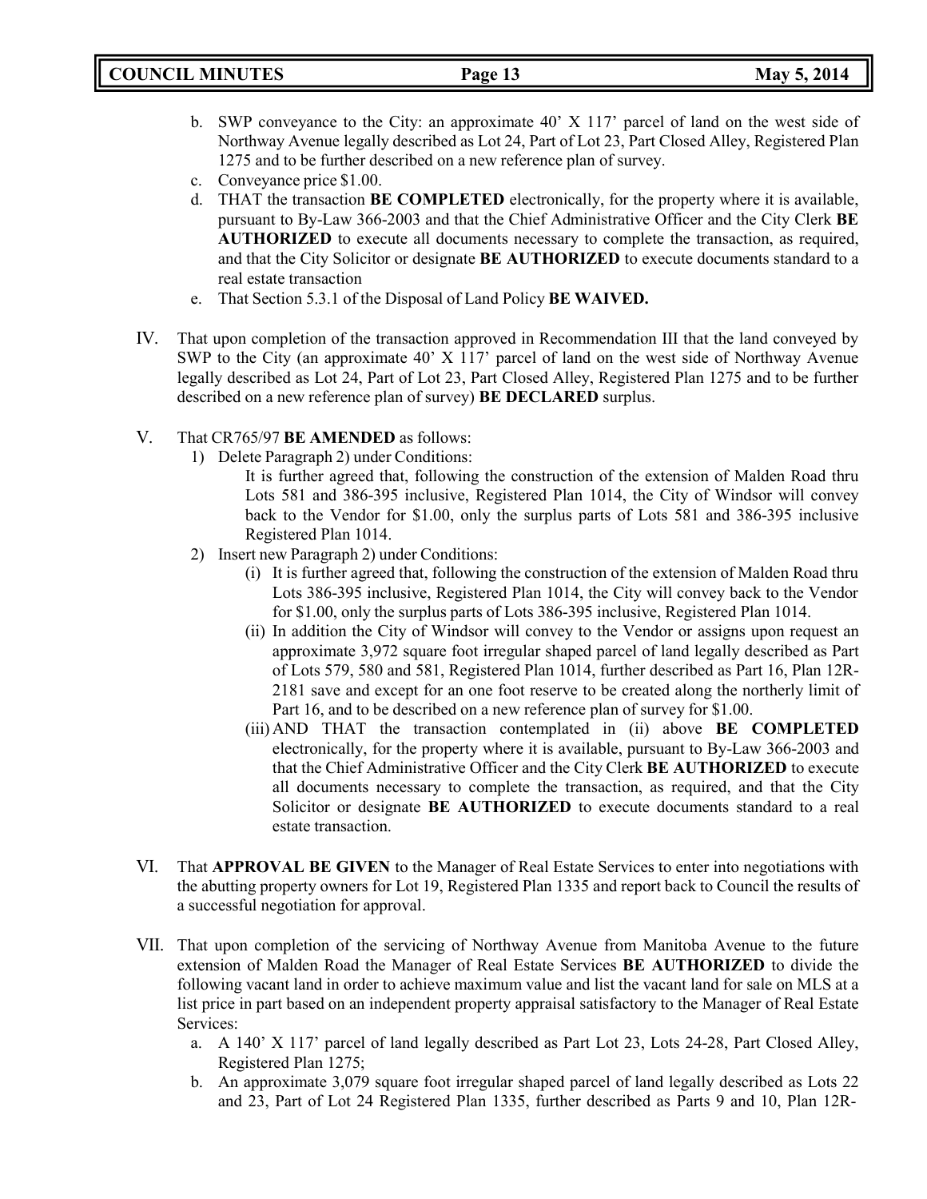b. SWP conveyance to the City: an approximate 40' X 117' parcel of land on the west side of Northway Avenue legally described as Lot 24, Part of Lot 23, Part Closed Alley, Registered Plan 1275 and to be further described on a new reference plan of survey.
c. Conveyance price $1.00.
d. THAT the transaction **BE COMPLETED** electronically, for the property where it is available, pursuant to By-Law 366-2003 and that the Chief Administrative Officer and the City Clerk **BE AUTHORIZED** to execute all documents necessary to complete the transaction, as required, and that the City Solicitor or designate **BE AUTHORIZED** to execute documents standard to a real estate transaction
e. That Section 5.3.1 of the Disposal of Land Policy **BE WAIVED.**

IV. That upon completion of the transaction approved in Recommendation III that the land conveyed by SWP to the City (an approximate 40' X 117' parcel of land on the west side of Northway Avenue legally described as Lot 24, Part of Lot 23, Part Closed Alley, Registered Plan 1275 and to be further described on a new reference plan of survey) **BE DECLARED** surplus.

V. That CR765/97 **BE AMENDED** as follows:

1) Delete Paragraph 2) under Conditions:

   It is further agreed that, following the construction of the extension of Malden Road thru Lots 581 and 386-395 inclusive, Registered Plan 1014, the City of Windsor will convey back to the Vendor for $1.00, only the surplus parts of Lots 581 and 386-395 inclusive Registered Plan 1014.

2) Insert new Paragraph 2) under Conditions:

   (i) It is further agreed that, following the construction of the extension of Malden Road thru Lots 386-395 inclusive, Registered Plan 1014, the City will convey back to the Vendor for $1.00, only the surplus parts of Lots 386-395 inclusive, Registered Plan 1014.

   (ii) In addition the City of Windsor will convey to the Vendor or assigns upon request an approximate 3,972 square foot irregular shaped parcel of land legally described as Part of Lots 579, 580 and 581, Registered Plan 1014, further described as Part 16, Plan 12R-2181 save and except for an one foot reserve to be created along the northerly limit of Part 16, and to be described on a new reference plan of survey for $1.00.

   (iii) AND THAT the transaction contemplated in (ii) above **BE COMPLETED** electronically, for the property where it is available, pursuant to By-Law 366-2003 and that the Chief Administrative Officer and the City Clerk **BE AUTHORIZED** to execute all documents necessary to complete the transaction, as required, and that the City Solicitor or designate **BE AUTHORIZED** to execute documents standard to a real estate transaction.

VI. That **APPROVAL BE GIVEN** to the Manager of Real Estate Services to enter into negotiations with the abutting property owners for Lot 19, Registered Plan 1335 and report back to Council the results of a successful negotiation for approval.

VII. That upon completion of the servicing of Northway Avenue from Manitoba Avenue to the future extension of Malden Road the Manager of Real Estate Services **BE AUTHORIZED** to divide the following vacant land in order to achieve maximum value and list the vacant land for sale on MLS at a list price in part based on an independent property appraisal satisfactory to the Manager of Real Estate Services:

a. A 140' X 117' parcel of land legally described as Part Lot 23, Lots 24-28, Part Closed Alley, Registered Plan 1275;
b. An approximate 3,079 square foot irregular shaped parcel of land legally described as Lots 22 and 23, Part of Lot 24 Registered Plan 1335, further described as Parts 9 and 10, Plan 12R-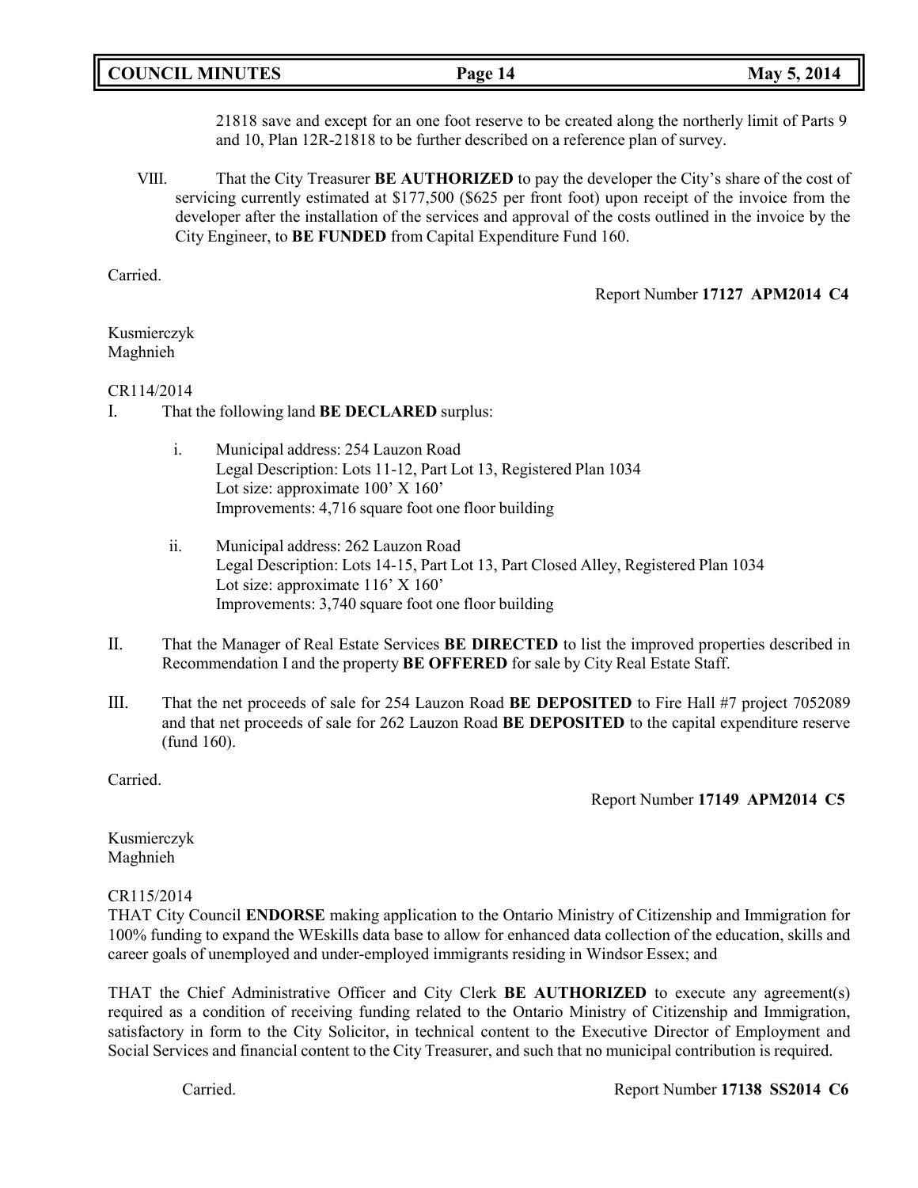21818 save and except for an one foot reserve to be created along the northerly limit of Parts 9 and 10, Plan 12R-21818 to be further described on a reference plan of survey.

VIII. That the City Treasurer **BE AUTHORIZED** to pay the developer the City's share of the cost of servicing currently estimated at $177,500 ($625 per front foot) upon receipt of the invoice from the developer after the installation of the services and approval of the costs outlined in the invoice by the City Engineer, to **BE FUNDED** from Capital Expenditure Fund 160.

Carried.

Report Number **17127 APM2014 C4**

Kusmierczyk
Maghnieh

CR114/2014

I. That the following land **BE DECLARED** surplus:

   i. Municipal address: 254 Lauzon Road
   Legal Description: Lots 11-12, Part Lot 13, Registered Plan 1034
   Lot size: approximate 100' X 160'
   Improvements: 4,716 square foot one floor building

   ii. Municipal address: 262 Lauzon Road
   Legal Description: Lots 14-15, Part Lot 13, Part Closed Alley, Registered Plan 1034
   Lot size: approximate 116' X 160'
   Improvements: 3,740 square foot one floor building

II. That the Manager of Real Estate Services **BE DIRECTED** to list the improved properties described in Recommendation I and the property **BE OFFERED** for sale by City Real Estate Staff.

III. That the net proceeds of sale for 254 Lauzon Road **BE DEPOSITED** to Fire Hall #7 project 7052089 and that net proceeds of sale for 262 Lauzon Road **BE DEPOSITED** to the capital expenditure reserve (fund 160).

Carried.

Report Number **17149 APM2014 C5**

Kusmierczyk
Maghnieh

CR115/2014

THAT City Council **ENDORSE** making application to the Ontario Ministry of Citizenship and Immigration for 100% funding to expand the WEskills data base to allow for enhanced data collection of the education, skills and career goals of unemployed and under-employed immigrants residing in Windsor Essex; and

THAT the Chief Administrative Officer and City Clerk **BE AUTHORIZED** to execute any agreement(s) required as a condition of receiving funding related to the Ontario Ministry of Citizenship and Immigration, satisfactory in form to the City Solicitor, in technical content to the Executive Director of Employment and Social Services and financial content to the City Treasurer, and such that no municipal contribution is required.

Carried.

Report Number **17138 SS2014 C6**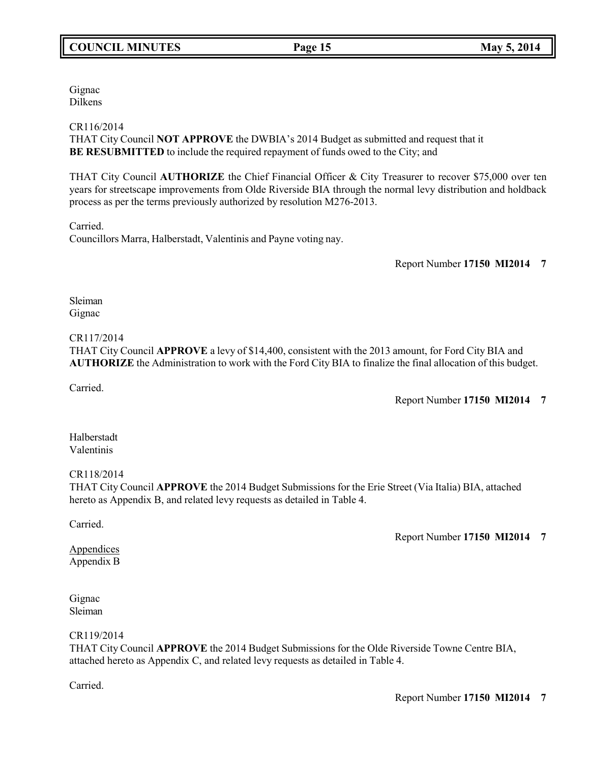Gignac
Dilkens

CR116/2014
THAT City Council **NOT APPROVE** the DWBIA's 2014 Budget as submitted and request that it **BE RESUBMITTED** to include the required repayment of funds owed to the City; and

THAT City Council **AUTHORIZE** the Chief Financial Officer & City Treasurer to recover $75,000 over ten years for streetscape improvements from Olde Riverside BIA through the normal levy distribution and holdback process as per the terms previously authorized by resolution M276-2013.

Carried.
Councillors Marra, Halberstadt, Valentinis and Payne voting nay.

Report Number **17150 MI2014 7**

Sleiman
Gignac

CR117/2014
THAT City Council **APPROVE** a levy of $14,400, consistent with the 2013 amount, for Ford City BIA and **AUTHORIZE** the Administration to work with the Ford City BIA to finalize the final allocation of this budget.

Carried.

Report Number **17150 MI2014 7**

Halberstadt
Valentinis

CR118/2014
THAT City Council **APPROVE** the 2014 Budget Submissions for the Erie Street (Via Italia) BIA, attached hereto as Appendix B, and related levy requests as detailed in Table 4.

Carried.

Report Number **17150 MI2014 7**

Appendices
Appendix B

Gignac
Sleiman

CR119/2014
THAT City Council **APPROVE** the 2014 Budget Submissions for the Olde Riverside Towne Centre BIA, attached hereto as Appendix C, and related levy requests as detailed in Table 4.

Carried.

Report Number **17150 MI2014 7**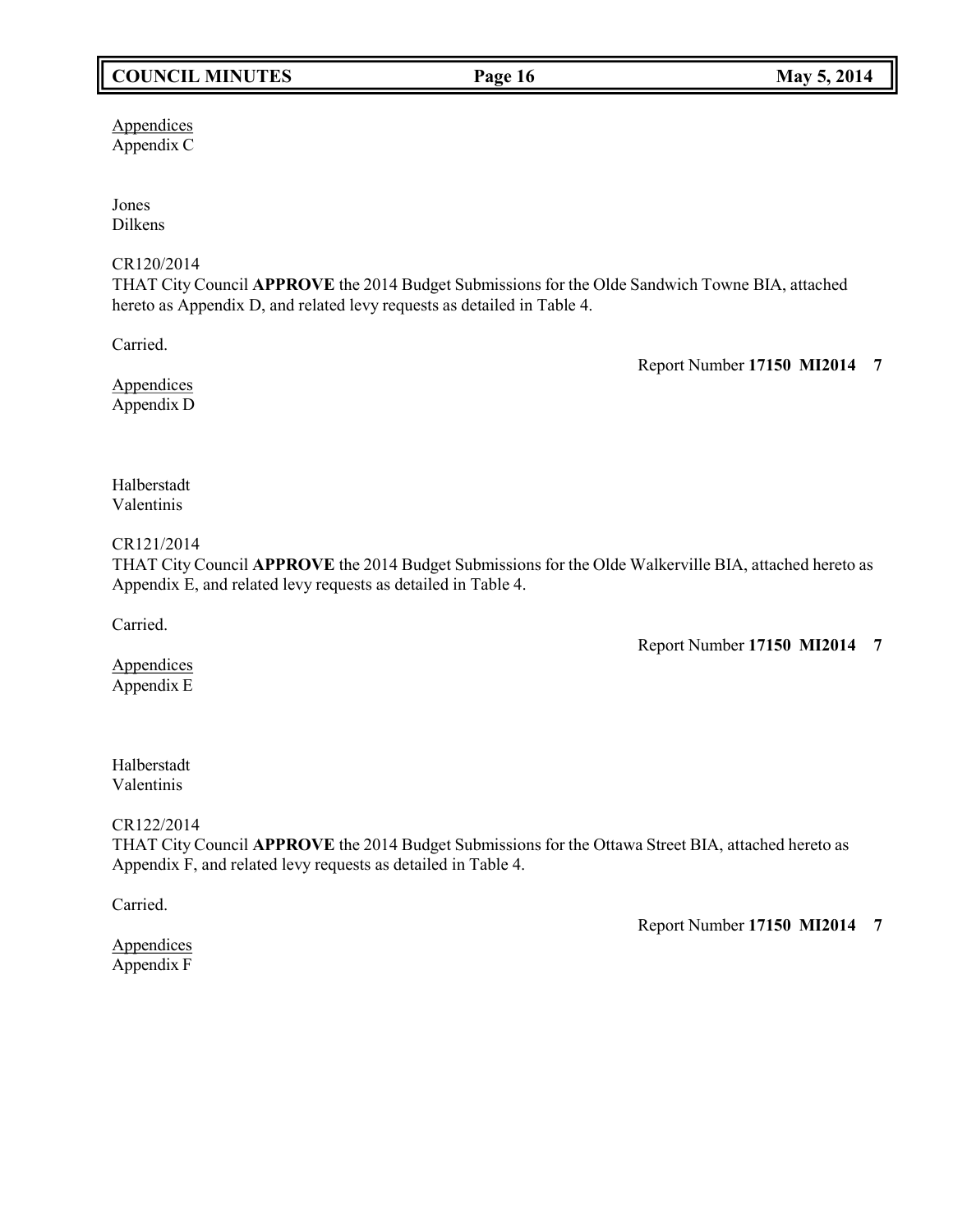<u>Appendices</u>
Appendix C

Jones
Dilkens

CR120/2014
THAT City Council **APPROVE** the 2014 Budget Submissions for the Olde Sandwich Towne BIA, attached hereto as Appendix D, and related levy requests as detailed in Table 4.

Carried.

Report Number **17150 MI2014 7**

<u>Appendices</u>
Appendix D

Halberstadt
Valentinis

CR121/2014
THAT City Council **APPROVE** the 2014 Budget Submissions for the Olde Walkerville BIA, attached hereto as Appendix E, and related levy requests as detailed in Table 4.

Carried.

Report Number **17150 MI2014 7**

<u>Appendices</u>
Appendix E

Halberstadt
Valentinis

CR122/2014
THAT City Council **APPROVE** the 2014 Budget Submissions for the Ottawa Street BIA, attached hereto as Appendix F, and related levy requests as detailed in Table 4.

Carried.

Report Number **17150 MI2014 7**

<u>Appendices</u>
Appendix F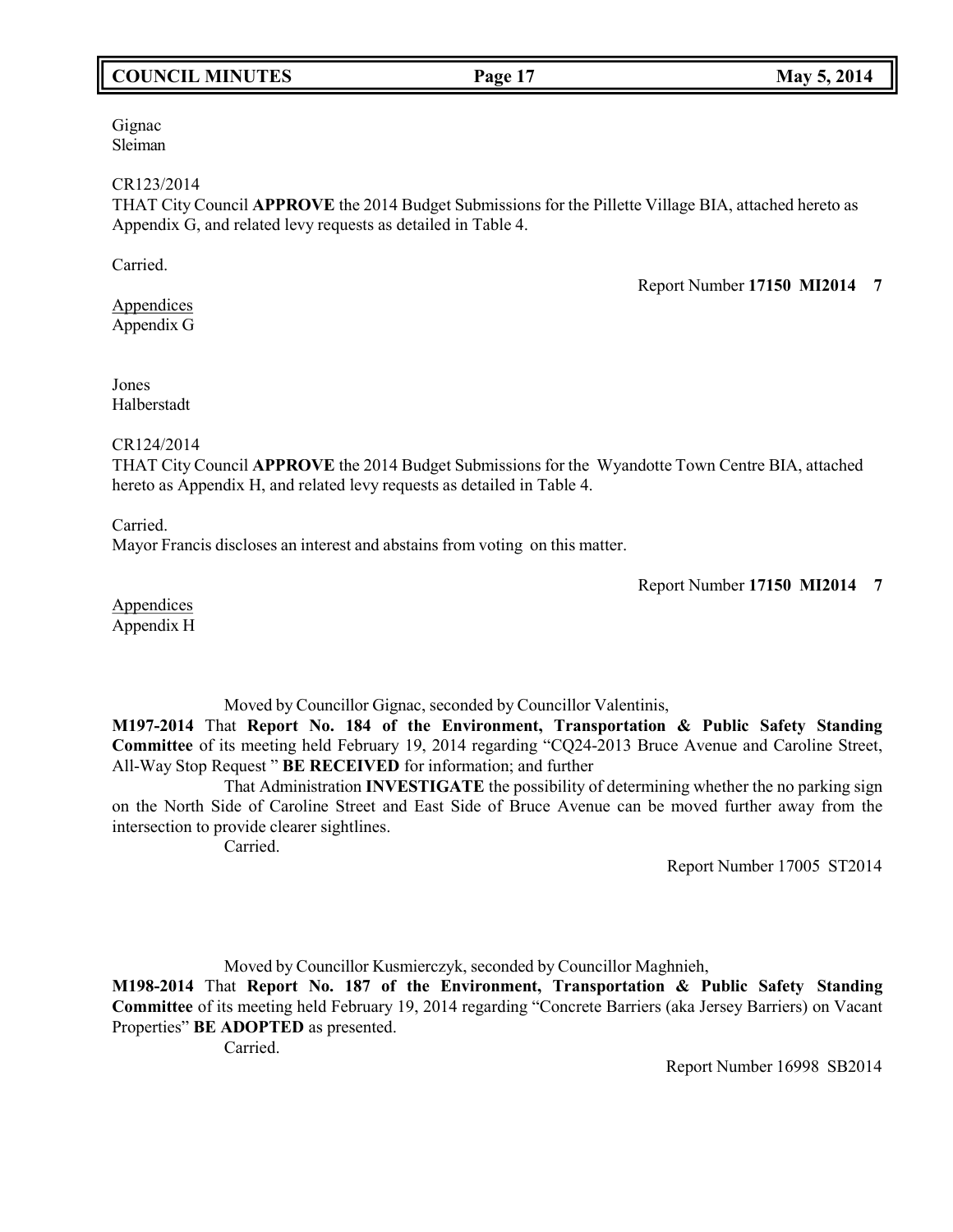Gignac
Sleiman

CR123/2014
THAT City Council **APPROVE** the 2014 Budget Submissions for the Pillette Village BIA, attached hereto as Appendix G, and related levy requests as detailed in Table 4.

Carried.

Report Number **17150 MI2014 7**

Appendices
Appendix G

Jones
Halberstadt

CR124/2014
THAT City Council **APPROVE** the 2014 Budget Submissions for the Wyandotte Town Centre BIA, attached hereto as Appendix H, and related levy requests as detailed in Table 4.

Carried.
Mayor Francis discloses an interest and abstains from voting on this matter.

Report Number **17150 MI2014 7**

Appendices
Appendix H

Moved by Councillor Gignac, seconded by Councillor Valentinis,

**M197-2014** That **Report No. 184 of the Environment, Transportation & Public Safety Standing Committee** of its meeting held February 19, 2014 regarding "CQ24-2013 Bruce Avenue and Caroline Street, All-Way Stop Request " **BE RECEIVED** for information; and further

That Administration **INVESTIGATE** the possibility of determining whether the no parking sign on the North Side of Caroline Street and East Side of Bruce Avenue can be moved further away from the intersection to provide clearer sightlines.

Carried.

Report Number 17005 ST2014

Moved by Councillor Kusmierczyk, seconded by Councillor Maghnieh,

**M198-2014** That **Report No. 187 of the Environment, Transportation & Public Safety Standing Committee** of its meeting held February 19, 2014 regarding "Concrete Barriers (aka Jersey Barriers) on Vacant Properties" **BE ADOPTED** as presented.

Carried.

Report Number 16998 SB2014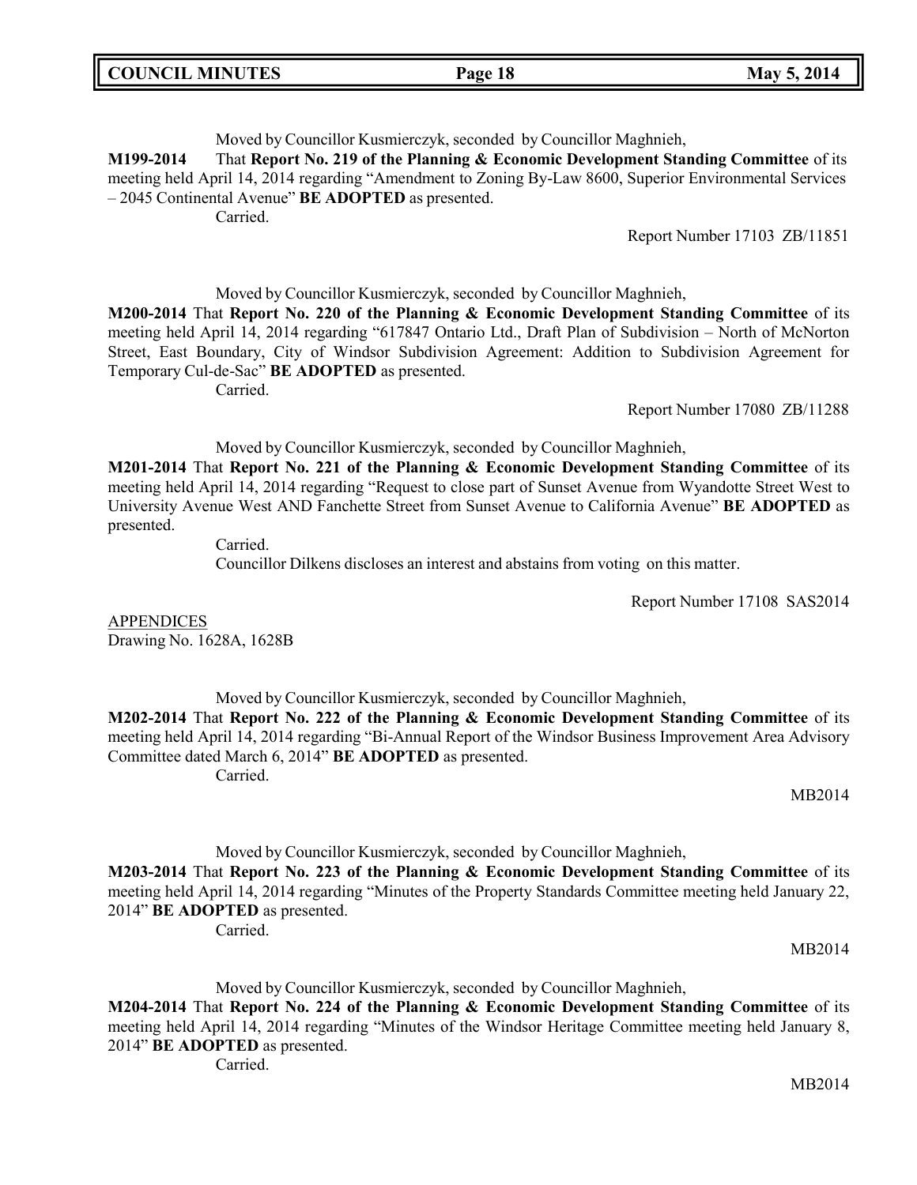Moved by Councillor Kusmierczyk, seconded by Councillor Maghnieh,

**M199-2014** That **Report No. 219 of the Planning & Economic Development Standing Committee** of its meeting held April 14, 2014 regarding "Amendment to Zoning By-Law 8600, Superior Environmental Services – 2045 Continental Avenue" **BE ADOPTED** as presented.

Carried.

Report Number 17103 ZB/11851

Moved by Councillor Kusmierczyk, seconded by Councillor Maghnieh,

**M200-2014** That **Report No. 220 of the Planning & Economic Development Standing Committee** of its meeting held April 14, 2014 regarding "617847 Ontario Ltd., Draft Plan of Subdivision – North of McNorton Street, East Boundary, City of Windsor Subdivision Agreement: Addition to Subdivision Agreement for Temporary Cul-de-Sac" **BE ADOPTED** as presented.

Carried.

Report Number 17080 ZB/11288

Moved by Councillor Kusmierczyk, seconded by Councillor Maghnieh,

**M201-2014** That **Report No. 221 of the Planning & Economic Development Standing Committee** of its meeting held April 14, 2014 regarding "Request to close part of Sunset Avenue from Wyandotte Street West to University Avenue West AND Fanchette Street from Sunset Avenue to California Avenue" **BE ADOPTED** as presented.

Carried.

Councillor Dilkens discloses an interest and abstains from voting on this matter.

Report Number 17108 SAS2014

APPENDICES

Drawing No. 1628A, 1628B

Moved by Councillor Kusmierczyk, seconded by Councillor Maghnieh,

**M202-2014** That **Report No. 222 of the Planning & Economic Development Standing Committee** of its meeting held April 14, 2014 regarding "Bi-Annual Report of the Windsor Business Improvement Area Advisory Committee dated March 6, 2014" **BE ADOPTED** as presented.

Carried.

MB2014

Moved by Councillor Kusmierczyk, seconded by Councillor Maghnieh,

**M203-2014** That **Report No. 223 of the Planning & Economic Development Standing Committee** of its meeting held April 14, 2014 regarding "Minutes of the Property Standards Committee meeting held January 22, 2014" **BE ADOPTED** as presented.

Carried.

MB2014

Moved by Councillor Kusmierczyk, seconded by Councillor Maghnieh,

**M204-2014** That **Report No. 224 of the Planning & Economic Development Standing Committee** of its meeting held April 14, 2014 regarding "Minutes of the Windsor Heritage Committee meeting held January 8, 2014" **BE ADOPTED** as presented.

Carried.

MB2014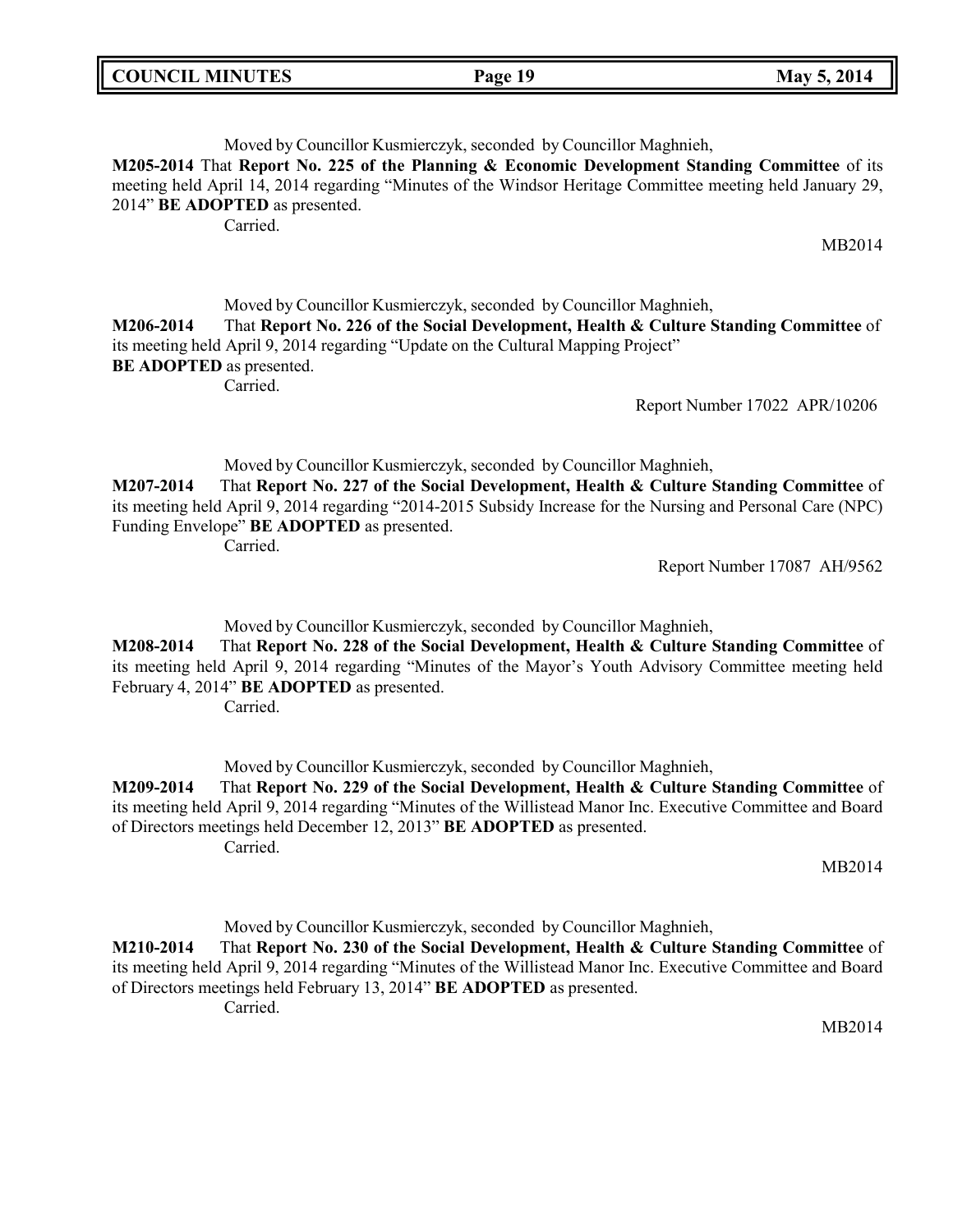Moved by Councillor Kusmierczyk, seconded by Councillor Maghnieh,

**M205-2014** That **Report No. 225 of the Planning & Economic Development Standing Committee** of its meeting held April 14, 2014 regarding "Minutes of the Windsor Heritage Committee meeting held January 29, 2014" **BE ADOPTED** as presented.

Carried.

MB2014

Moved by Councillor Kusmierczyk, seconded by Councillor Maghnieh,

**M206-2014** That **Report No. 226 of the Social Development, Health & Culture Standing Committee** of its meeting held April 9, 2014 regarding "Update on the Cultural Mapping Project" **BE ADOPTED** as presented.

Carried.

Report Number 17022 APR/10206

Moved by Councillor Kusmierczyk, seconded by Councillor Maghnieh,

**M207-2014** That **Report No. 227 of the Social Development, Health & Culture Standing Committee** of its meeting held April 9, 2014 regarding "2014-2015 Subsidy Increase for the Nursing and Personal Care (NPC) Funding Envelope" **BE ADOPTED** as presented.

Carried.

Report Number 17087 AH/9562

Moved by Councillor Kusmierczyk, seconded by Councillor Maghnieh,

**M208-2014** That **Report No. 228 of the Social Development, Health & Culture Standing Committee** of its meeting held April 9, 2014 regarding "Minutes of the Mayor's Youth Advisory Committee meeting held February 4, 2014" **BE ADOPTED** as presented.

Carried.

Moved by Councillor Kusmierczyk, seconded by Councillor Maghnieh,

**M209-2014** That **Report No. 229 of the Social Development, Health & Culture Standing Committee** of its meeting held April 9, 2014 regarding "Minutes of the Willistead Manor Inc. Executive Committee and Board of Directors meetings held December 12, 2013" **BE ADOPTED** as presented.

Carried.

MB2014

Moved by Councillor Kusmierczyk, seconded by Councillor Maghnieh,

**M210-2014** That **Report No. 230 of the Social Development, Health & Culture Standing Committee** of its meeting held April 9, 2014 regarding "Minutes of the Willistead Manor Inc. Executive Committee and Board of Directors meetings held February 13, 2014" **BE ADOPTED** as presented.

Carried.

MB2014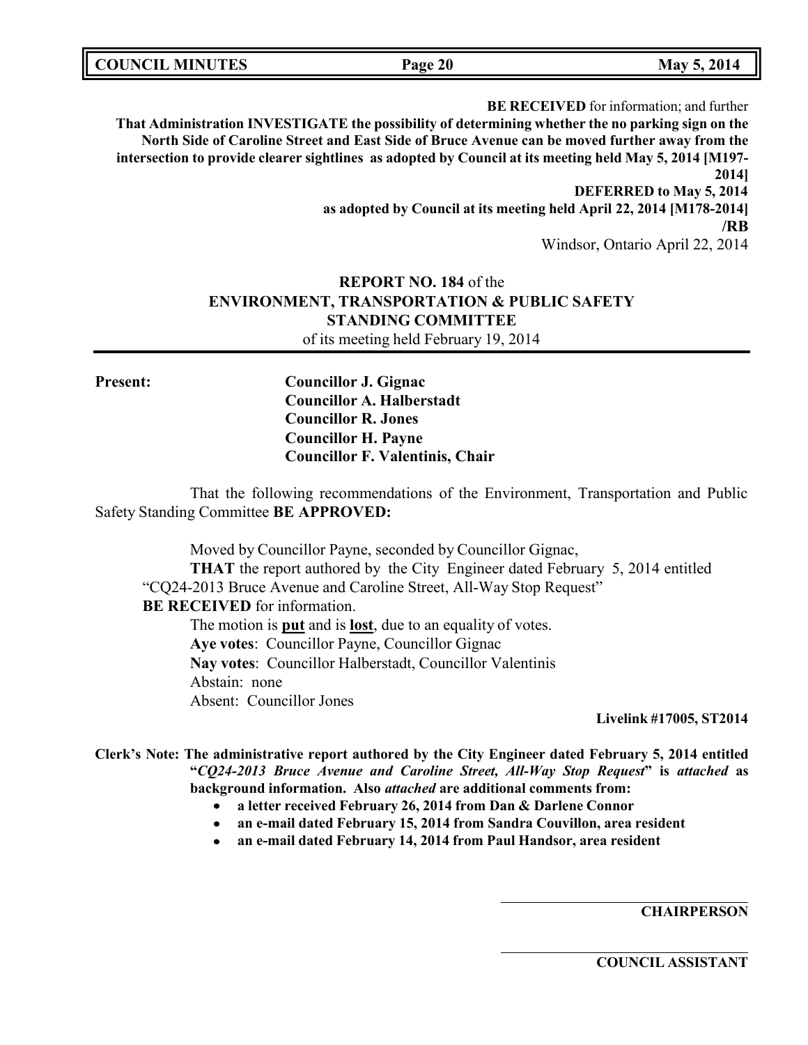**BE RECEIVED** for information; and further

**That Administration INVESTIGATE the possibility of determining whether the no parking sign on the North Side of Caroline Street and East Side of Bruce Avenue can be moved further away from the intersection to provide clearer sightlines as adopted by Council at its meeting held May 5, 2014 [M197-2014]**

**DEFERRED to May 5, 2014**

**as adopted by Council at its meeting held April 22, 2014 [M178-2014]**

**/RB**

Windsor, Ontario April 22, 2014

**REPORT NO. 184** of the
**ENVIRONMENT, TRANSPORTATION & PUBLIC SAFETY STANDING COMMITTEE**
of its meeting held February 19, 2014

**Present:**

**Councillor J. Gignac**
**Councillor A. Halberstadt**
**Councillor R. Jones**
**Councillor H. Payne**
**Councillor F. Valentinis, Chair**

That the following recommendations of the Environment, Transportation and Public Safety Standing Committee **BE APPROVED:**

Moved by Councillor Payne, seconded by Councillor Gignac,

**THAT** the report authored by the City Engineer dated February 5, 2014 entitled "CQ24-2013 Bruce Avenue and Caroline Street, All-Way Stop Request" **BE RECEIVED** for information.

The motion is **put** and is **lost**, due to an equality of votes.

**Aye votes**: Councillor Payne, Councillor Gignac

**Nay votes**: Councillor Halberstadt, Councillor Valentinis

Abstain: none

Absent: Councillor Jones

**Livelink #17005, ST2014**

**Clerk's Note: The administrative report authored by the City Engineer dated February 5, 2014 entitled "*CQ24-2013 Bruce Avenue and Caroline Street, All-Way Stop Request*" is *attached* as background information. Also *attached* are additional comments from:**

- **a letter received February 26, 2014 from Dan & Darlene Connor**
- **an e-mail dated February 15, 2014 from Sandra Couvillon, area resident**
- **an e-mail dated February 14, 2014 from Paul Handsor, area resident**

**CHAIRPERSON**

**COUNCIL ASSISTANT**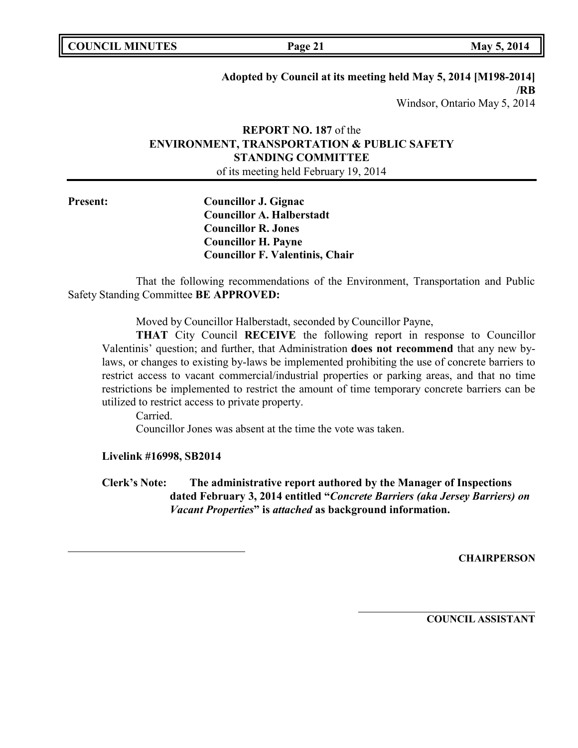**Adopted by Council at its meeting held May 5, 2014 [M198-2014]**
**/RB**
Windsor, Ontario May 5, 2014

**REPORT NO. 187** of the
**ENVIRONMENT, TRANSPORTATION & PUBLIC SAFETY STANDING COMMITTEE**
of its meeting held February 19, 2014

**Present:**
**Councillor J. Gignac**
**Councillor A. Halberstadt**
**Councillor R. Jones**
**Councillor H. Payne**
**Councillor F. Valentinis, Chair**

That the following recommendations of the Environment, Transportation and Public Safety Standing Committee **BE APPROVED:**

Moved by Councillor Halberstadt, seconded by Councillor Payne,

**THAT** City Council **RECEIVE** the following report in response to Councillor Valentinis' question; and further, that Administration **does not recommend** that any new by-laws, or changes to existing by-laws be implemented prohibiting the use of concrete barriers to restrict access to vacant commercial/industrial properties or parking areas, and that no time restrictions be implemented to restrict the amount of time temporary concrete barriers can be utilized to restrict access to private property.

Carried.

Councillor Jones was absent at the time the vote was taken.

**Livelink #16998, SB2014**

**Clerk's Note: The administrative report authored by the Manager of Inspections dated February 3, 2014 entitled "*Concrete Barriers (aka Jersey Barriers) on Vacant Properties*" is *attached* as background information.**

**CHAIRPERSON**

**COUNCIL ASSISTANT**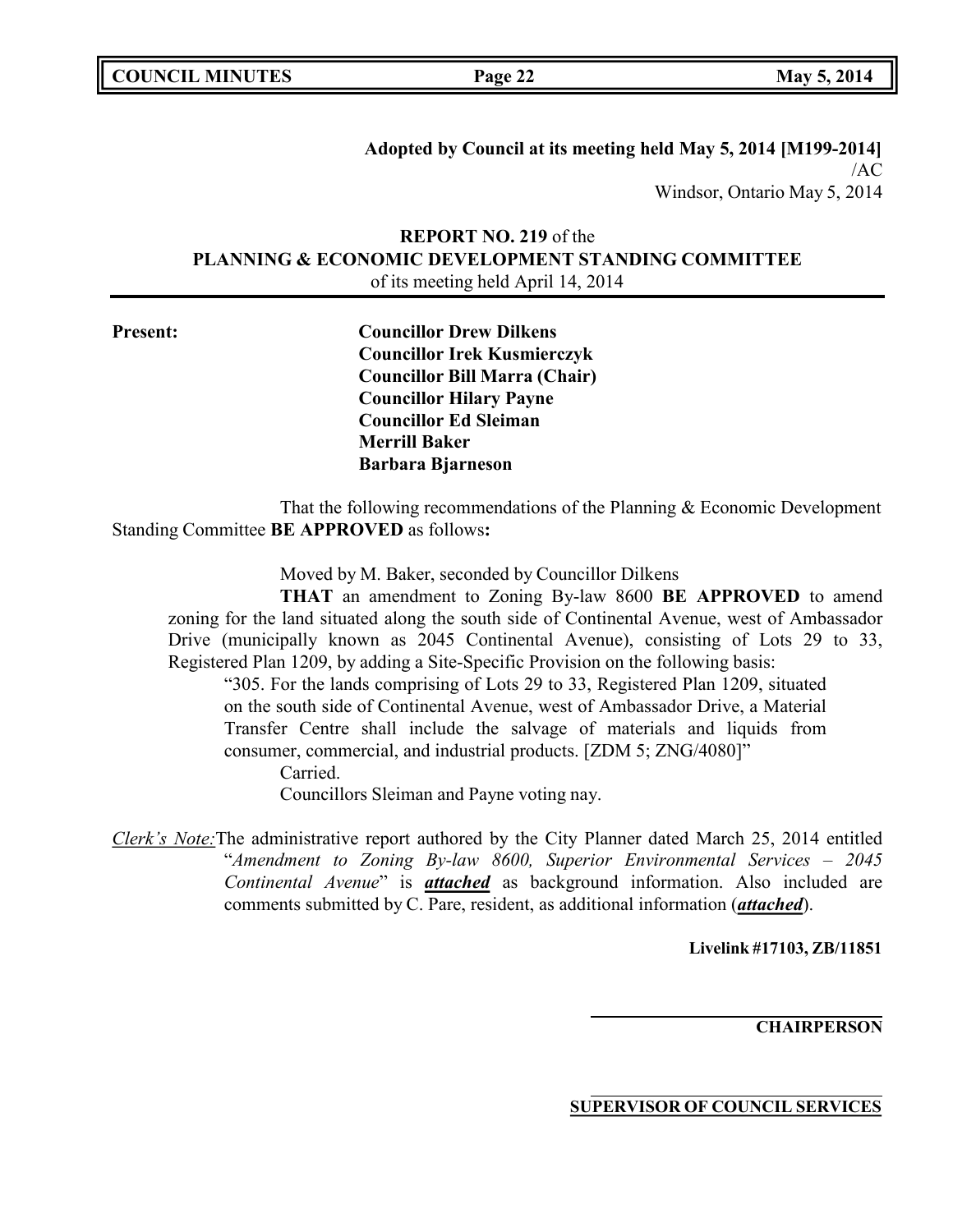**Adopted by Council at its meeting held May 5, 2014 [M199-2014]**
/AC
Windsor, Ontario May 5, 2014

**REPORT NO. 219** of the
**PLANNING & ECONOMIC DEVELOPMENT STANDING COMMITTEE**
of its meeting held April 14, 2014

**Present:**

**Councillor Drew Dilkens**
**Councillor Irek Kusmierczyk**
**Councillor Bill Marra (Chair)**
**Councillor Hilary Payne**
**Councillor Ed Sleiman**
**Merrill Baker**
**Barbara Bjarneson**

That the following recommendations of the Planning & Economic Development Standing Committee **BE APPROVED** as follows**:**

Moved by M. Baker, seconded by Councillor Dilkens

**THAT** an amendment to Zoning By-law 8600 **BE APPROVED** to amend zoning for the land situated along the south side of Continental Avenue, west of Ambassador Drive (municipally known as 2045 Continental Avenue), consisting of Lots 29 to 33, Registered Plan 1209, by adding a Site-Specific Provision on the following basis:

"305. For the lands comprising of Lots 29 to 33, Registered Plan 1209, situated on the south side of Continental Avenue, west of Ambassador Drive, a Material Transfer Centre shall include the salvage of materials and liquids from consumer, commercial, and industrial products. [ZDM 5; ZNG/4080]"

Carried.

Councillors Sleiman and Payne voting nay.

*Clerk's Note:* The administrative report authored by the City Planner dated March 25, 2014 entitled "*Amendment to Zoning By-law 8600, Superior Environmental Services – 2045 Continental Avenue*" is ***attached*** as background information. Also included are comments submitted by C. Pare, resident, as additional information (***attached***).

**Livelink #17103, ZB/11851**

**CHAIRPERSON**

**SUPERVISOR OF COUNCIL SERVICES**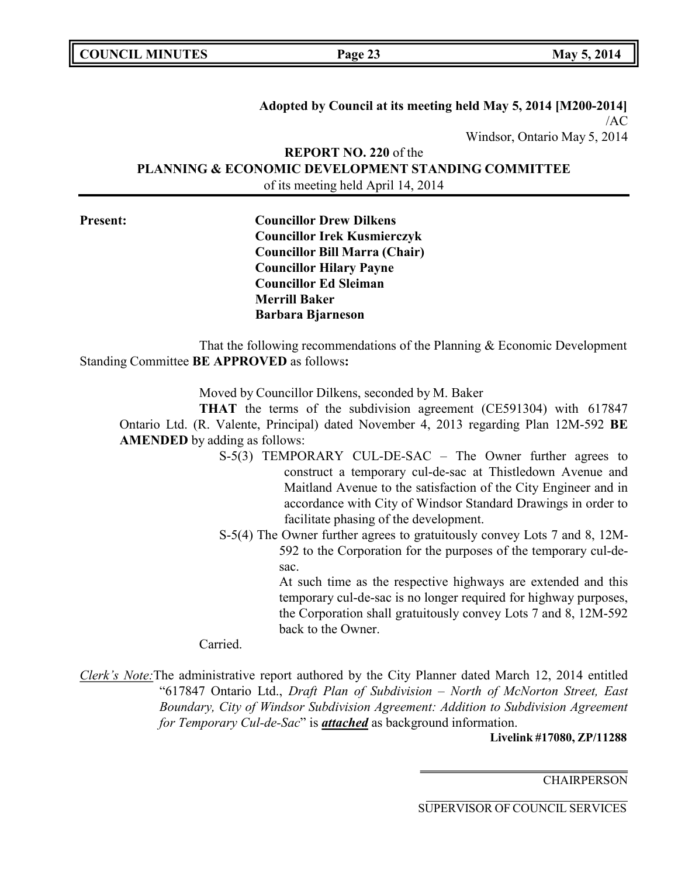**Adopted by Council at its meeting held May 5, 2014 [M200-2014]**
/AC
Windsor, Ontario May 5, 2014

**REPORT NO. 220** of the
**PLANNING & ECONOMIC DEVELOPMENT STANDING COMMITTEE**
of its meeting held April 14, 2014

**Present:**

**Councillor Drew Dilkens**
**Councillor Irek Kusmierczyk**
**Councillor Bill Marra (Chair)**
**Councillor Hilary Payne**
**Councillor Ed Sleiman**
**Merrill Baker**
**Barbara Bjarneson**

That the following recommendations of the Planning & Economic Development Standing Committee **BE APPROVED** as follows**:**

Moved by Councillor Dilkens, seconded by M. Baker

**THAT** the terms of the subdivision agreement (CE591304) with 617847 Ontario Ltd. (R. Valente, Principal) dated November 4, 2013 regarding Plan 12M-592 **BE AMENDED** by adding as follows:

S-5(3) TEMPORARY CUL-DE-SAC – The Owner further agrees to construct a temporary cul-de-sac at Thistledown Avenue and Maitland Avenue to the satisfaction of the City Engineer and in accordance with City of Windsor Standard Drawings in order to facilitate phasing of the development.

S-5(4) The Owner further agrees to gratuitously convey Lots 7 and 8, 12M-592 to the Corporation for the purposes of the temporary cul-de-sac.

At such time as the respective highways are extended and this temporary cul-de-sac is no longer required for highway purposes, the Corporation shall gratuitously convey Lots 7 and 8, 12M-592 back to the Owner.

Carried.

*Clerk's Note:* The administrative report authored by the City Planner dated March 12, 2014 entitled "617847 Ontario Ltd., *Draft Plan of Subdivision – North of McNorton Street, East Boundary, City of Windsor Subdivision Agreement: Addition to Subdivision Agreement for Temporary Cul-de-Sac*" is ***attached*** as background information.

**Livelink #17080, ZP/11288**

CHAIRPERSON

SUPERVISOR OF COUNCIL SERVICES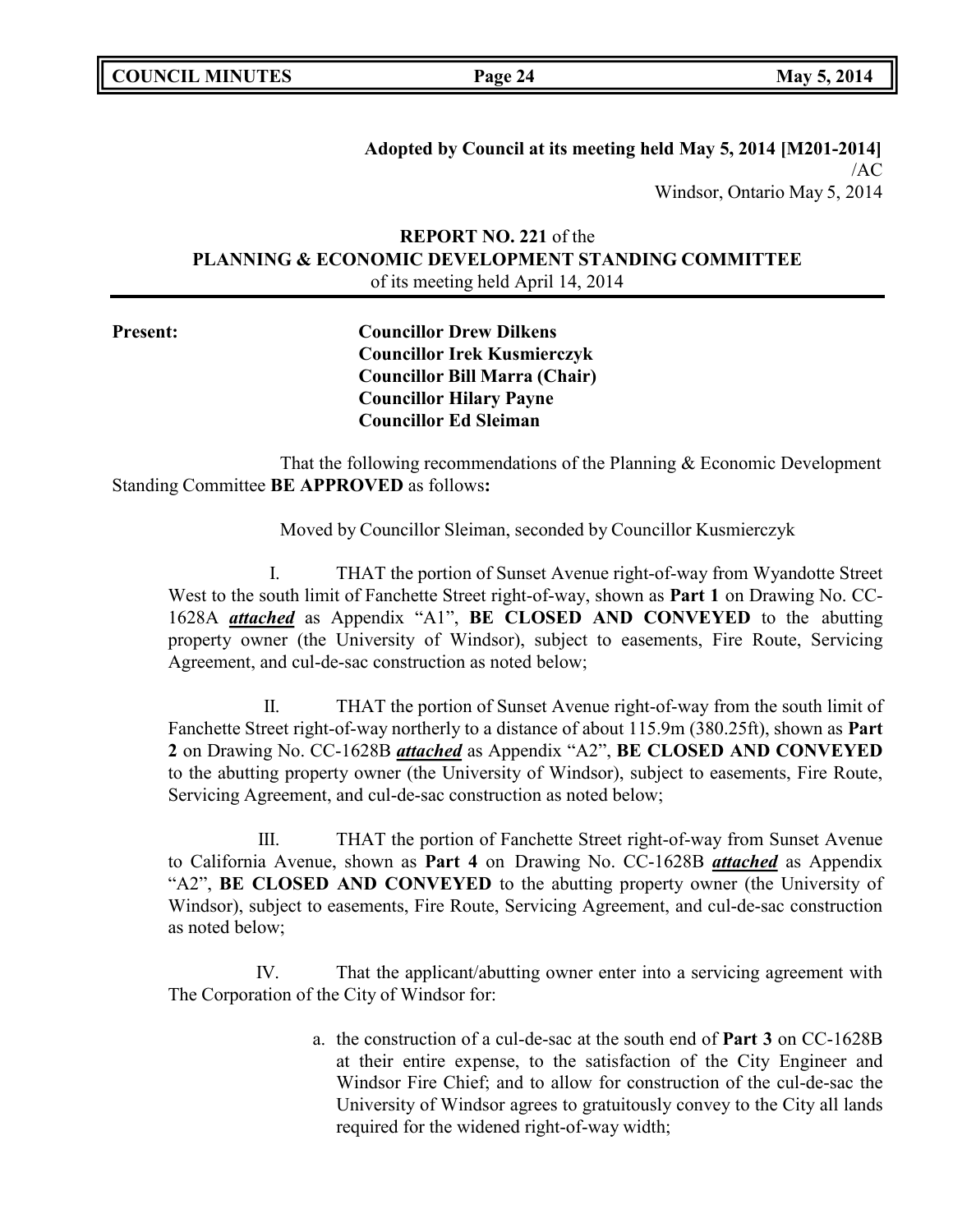**Adopted by Council at its meeting held May 5, 2014 [M201-2014]**
/AC
Windsor, Ontario May 5, 2014

**REPORT NO. 221** of the
**PLANNING & ECONOMIC DEVELOPMENT STANDING COMMITTEE**
of its meeting held April 14, 2014

**Present:**

**Councillor Drew Dilkens**
**Councillor Irek Kusmierczyk**
**Councillor Bill Marra (Chair)**
**Councillor Hilary Payne**
**Councillor Ed Sleiman**

That the following recommendations of the Planning & Economic Development Standing Committee **BE APPROVED** as follows**:**

Moved by Councillor Sleiman, seconded by Councillor Kusmierczyk

I. THAT the portion of Sunset Avenue right-of-way from Wyandotte Street West to the south limit of Fanchette Street right-of-way, shown as **Part 1** on Drawing No. CC-1628A ***attached*** as Appendix "A1", **BE CLOSED AND CONVEYED** to the abutting property owner (the University of Windsor), subject to easements, Fire Route, Servicing Agreement, and cul-de-sac construction as noted below;

II. THAT the portion of Sunset Avenue right-of-way from the south limit of Fanchette Street right-of-way northerly to a distance of about 115.9m (380.25ft), shown as **Part 2** on Drawing No. CC-1628B ***attached*** as Appendix "A2", **BE CLOSED AND CONVEYED** to the abutting property owner (the University of Windsor), subject to easements, Fire Route, Servicing Agreement, and cul-de-sac construction as noted below;

III. THAT the portion of Fanchette Street right-of-way from Sunset Avenue to California Avenue, shown as **Part 4** on Drawing No. CC-1628B ***attached*** as Appendix "A2", **BE CLOSED AND CONVEYED** to the abutting property owner (the University of Windsor), subject to easements, Fire Route, Servicing Agreement, and cul-de-sac construction as noted below;

IV. That the applicant/abutting owner enter into a servicing agreement with The Corporation of the City of Windsor for:

a. the construction of a cul-de-sac at the south end of **Part 3** on CC-1628B at their entire expense, to the satisfaction of the City Engineer and Windsor Fire Chief; and to allow for construction of the cul-de-sac the University of Windsor agrees to gratuitously convey to the City all lands required for the widened right-of-way width;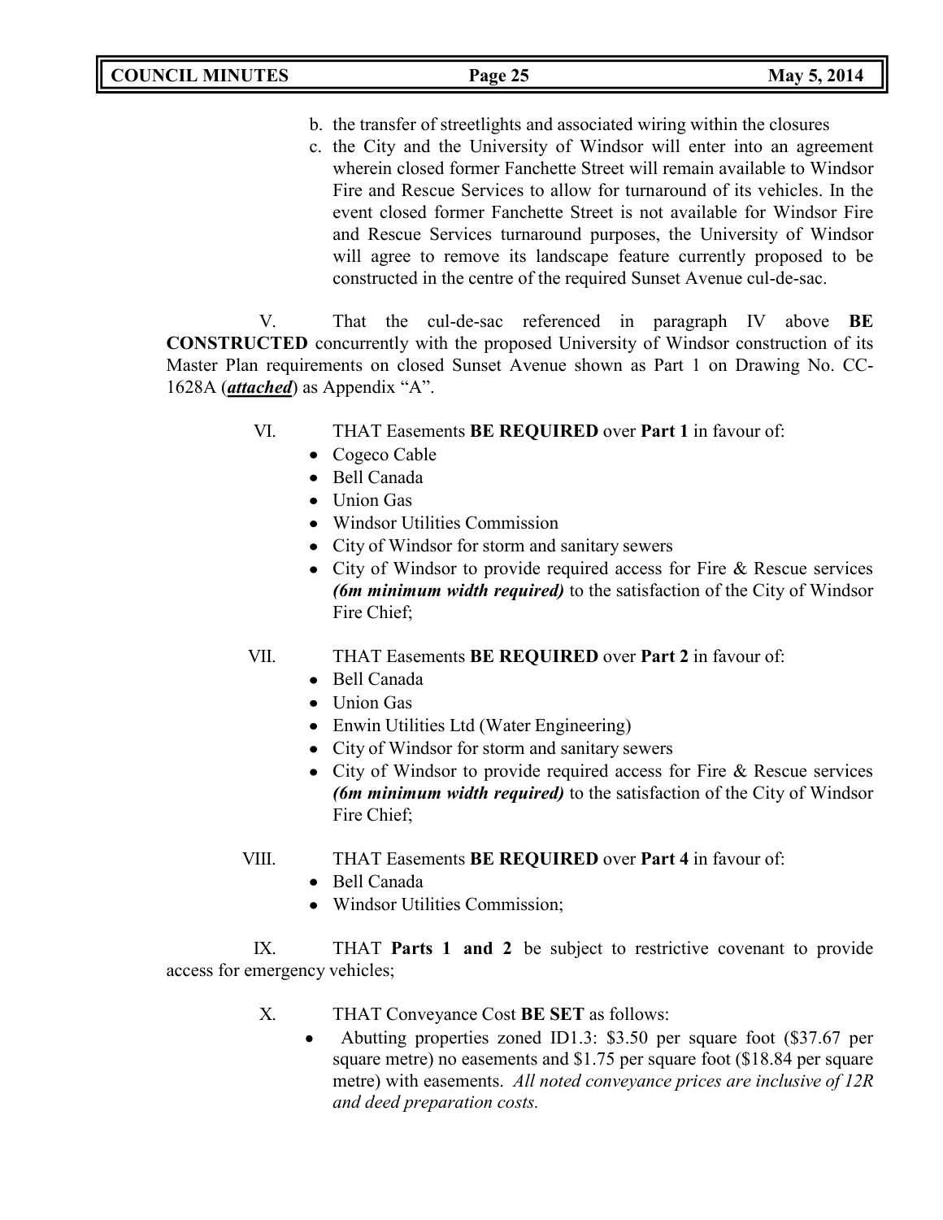b. the transfer of streetlights and associated wiring within the closures
c. the City and the University of Windsor will enter into an agreement wherein closed former Fanchette Street will remain available to Windsor Fire and Rescue Services to allow for turnaround of its vehicles. In the event closed former Fanchette Street is not available for Windsor Fire and Rescue Services turnaround purposes, the University of Windsor will agree to remove its landscape feature currently proposed to be constructed in the centre of the required Sunset Avenue cul-de-sac.

V. That the cul-de-sac referenced in paragraph IV above **BE CONSTRUCTED** concurrently with the proposed University of Windsor construction of its Master Plan requirements on closed Sunset Avenue shown as Part 1 on Drawing No. CC-1628A (***attached***) as Appendix "A".

VI. THAT Easements **BE REQUIRED** over **Part 1** in favour of:

- Cogeco Cable
- Bell Canada
- Union Gas
- Windsor Utilities Commission
- City of Windsor for storm and sanitary sewers
- City of Windsor to provide required access for Fire & Rescue services ***(6m minimum width required)*** to the satisfaction of the City of Windsor Fire Chief;

VII. THAT Easements **BE REQUIRED** over **Part 2** in favour of:

- Bell Canada
- Union Gas
- Enwin Utilities Ltd (Water Engineering)
- City of Windsor for storm and sanitary sewers
- City of Windsor to provide required access for Fire & Rescue services ***(6m minimum width required)*** to the satisfaction of the City of Windsor Fire Chief;

VIII. THAT Easements **BE REQUIRED** over **Part 4** in favour of:

- Bell Canada
- Windsor Utilities Commission;

IX. THAT **Parts 1 and 2** be subject to restrictive covenant to provide access for emergency vehicles;

X. THAT Conveyance Cost **BE SET** as follows:

- Abutting properties zoned ID1.3: $3.50 per square foot ($37.67 per square metre) no easements and $1.75 per square foot ($18.84 per square metre) with easements. *All noted conveyance prices are inclusive of 12R and deed preparation costs.*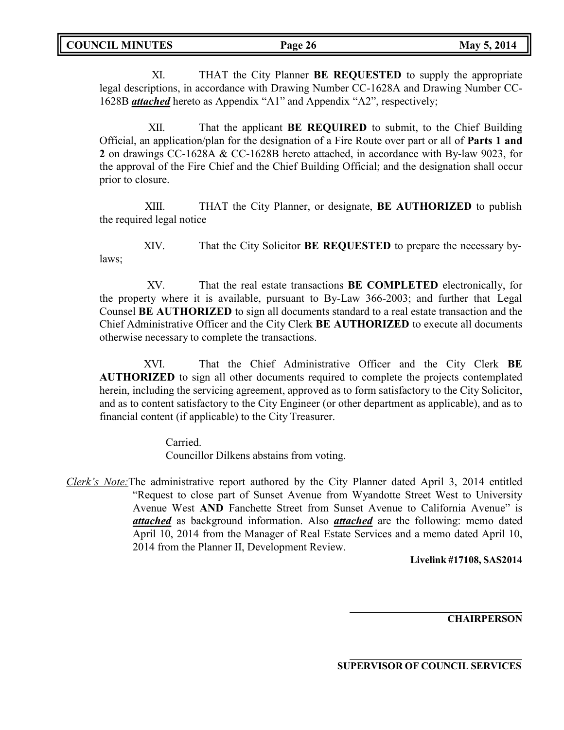XI. THAT the City Planner **BE REQUESTED** to supply the appropriate legal descriptions, in accordance with Drawing Number CC-1628A and Drawing Number CC-1628B ***attached*** hereto as Appendix "A1" and Appendix "A2", respectively;

XII. That the applicant **BE REQUIRED** to submit, to the Chief Building Official, an application/plan for the designation of a Fire Route over part or all of **Parts 1 and 2** on drawings CC-1628A & CC-1628B hereto attached, in accordance with By-law 9023, for the approval of the Fire Chief and the Chief Building Official; and the designation shall occur prior to closure.

XIII. THAT the City Planner, or designate, **BE AUTHORIZED** to publish the required legal notice

XIV. That the City Solicitor **BE REQUESTED** to prepare the necessary by-laws;

XV. That the real estate transactions **BE COMPLETED** electronically, for the property where it is available, pursuant to By-Law 366-2003; and further that Legal Counsel **BE AUTHORIZED** to sign all documents standard to a real estate transaction and the Chief Administrative Officer and the City Clerk **BE AUTHORIZED** to execute all documents otherwise necessary to complete the transactions.

XVI. That the Chief Administrative Officer and the City Clerk **BE AUTHORIZED** to sign all other documents required to complete the projects contemplated herein, including the servicing agreement, approved as to form satisfactory to the City Solicitor, and as to content satisfactory to the City Engineer (or other department as applicable), and as to financial content (if applicable) to the City Treasurer.

Carried.
Councillor Dilkens abstains from voting.

*Clerk's Note:* The administrative report authored by the City Planner dated April 3, 2014 entitled "Request to close part of Sunset Avenue from Wyandotte Street West to University Avenue West **AND** Fanchette Street from Sunset Avenue to California Avenue" is ***attached*** as background information. Also ***attached*** are the following: memo dated April 10, 2014 from the Manager of Real Estate Services and a memo dated April 10, 2014 from the Planner II, Development Review.

**Livelink #17108, SAS2014**

**CHAIRPERSON**

**SUPERVISOR OF COUNCIL SERVICES**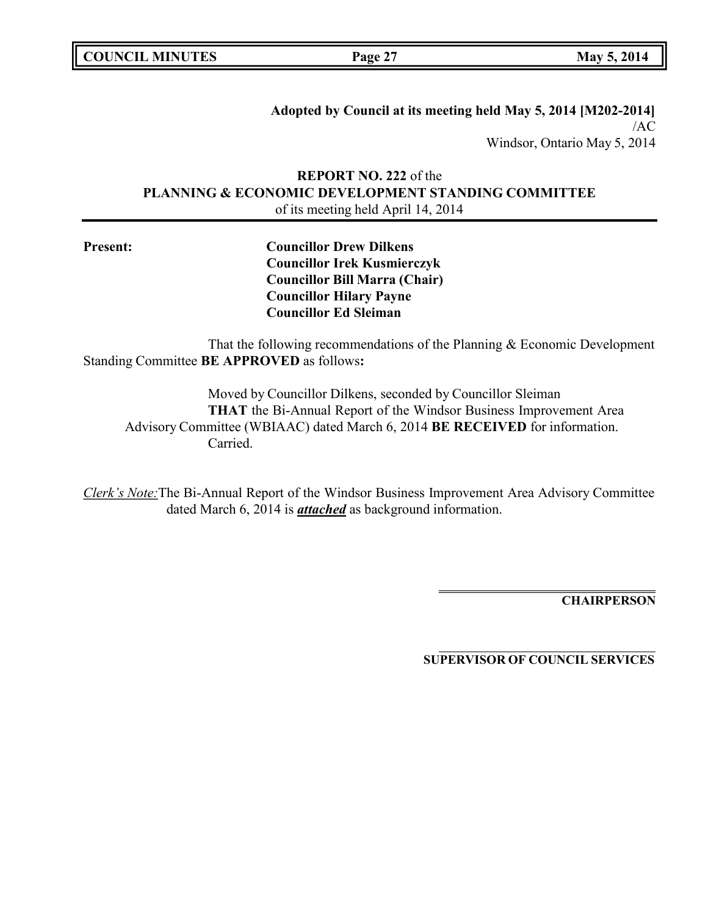**Adopted by Council at its meeting held May 5, 2014 [M202-2014]**
/AC
Windsor, Ontario May 5, 2014

**REPORT NO. 222** of the
**PLANNING & ECONOMIC DEVELOPMENT STANDING COMMITTEE**
of its meeting held April 14, 2014

**Present:**

**Councillor Drew Dilkens**
**Councillor Irek Kusmierczyk**
**Councillor Bill Marra (Chair)**
**Councillor Hilary Payne**
**Councillor Ed Sleiman**

That the following recommendations of the Planning & Economic Development Standing Committee **BE APPROVED** as follows**:**

Moved by Councillor Dilkens, seconded by Councillor Sleiman
**THAT** the Bi-Annual Report of the Windsor Business Improvement Area Advisory Committee (WBIAAC) dated March 6, 2014 **BE RECEIVED** for information.
Carried.

*Clerk's Note:* The Bi-Annual Report of the Windsor Business Improvement Area Advisory Committee dated March 6, 2014 is ***attached*** as background information.

**CHAIRPERSON**

**SUPERVISOR OF COUNCIL SERVICES**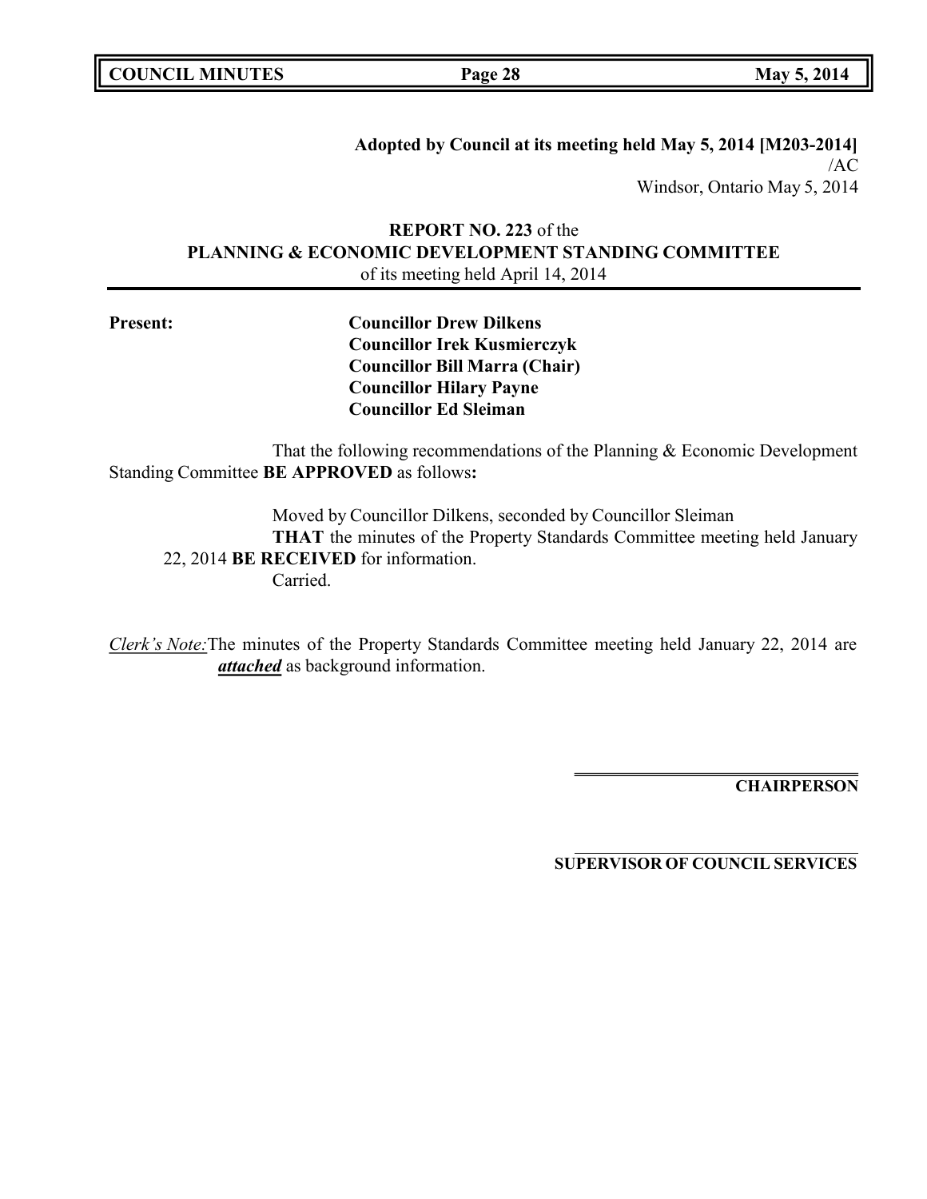**Adopted by Council at its meeting held May 5, 2014 [M203-2014]**
/AC
Windsor, Ontario May 5, 2014

**REPORT NO. 223** of the
**PLANNING & ECONOMIC DEVELOPMENT STANDING COMMITTEE**
of its meeting held April 14, 2014

**Present:**

**Councillor Drew Dilkens**
**Councillor Irek Kusmierczyk**
**Councillor Bill Marra (Chair)**
**Councillor Hilary Payne**
**Councillor Ed Sleiman**

That the following recommendations of the Planning & Economic Development Standing Committee **BE APPROVED** as follows**:**

Moved by Councillor Dilkens, seconded by Councillor Sleiman
**THAT** the minutes of the Property Standards Committee meeting held January 22, 2014 **BE RECEIVED** for information.
Carried.

*Clerk's Note:* The minutes of the Property Standards Committee meeting held January 22, 2014 are ***attached*** as background information.

**CHAIRPERSON**

**SUPERVISOR OF COUNCIL SERVICES**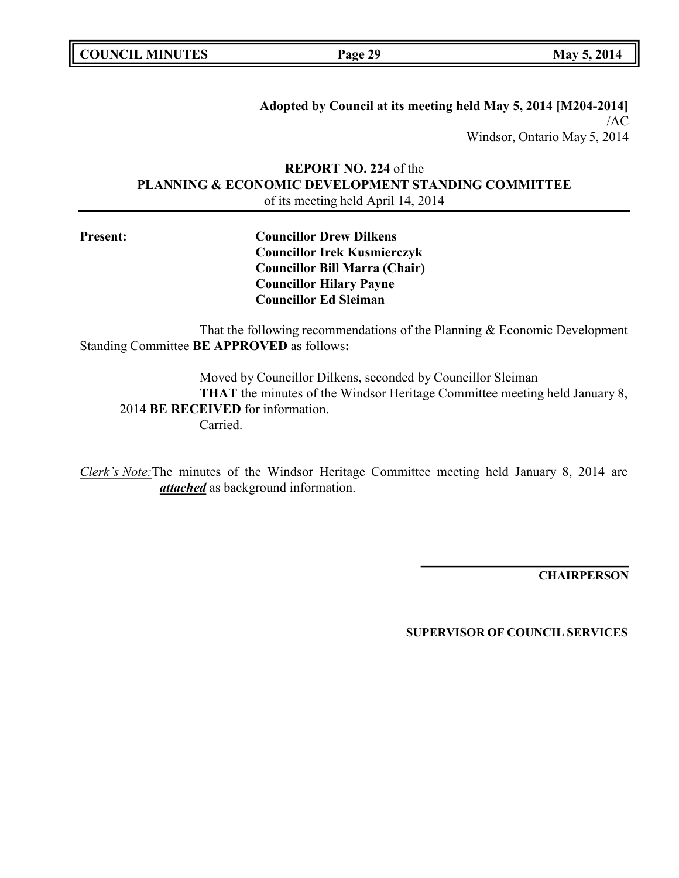**Adopted by Council at its meeting held May 5, 2014 [M204-2014]**
/AC
Windsor, Ontario May 5, 2014

**REPORT NO. 224** of the
**PLANNING & ECONOMIC DEVELOPMENT STANDING COMMITTEE**
of its meeting held April 14, 2014

**Present:**

**Councillor Drew Dilkens**
**Councillor Irek Kusmierczyk**
**Councillor Bill Marra (Chair)**
**Councillor Hilary Payne**
**Councillor Ed Sleiman**

That the following recommendations of the Planning & Economic Development Standing Committee **BE APPROVED** as follows**:**

Moved by Councillor Dilkens, seconded by Councillor Sleiman
**THAT** the minutes of the Windsor Heritage Committee meeting held January 8, 2014 **BE RECEIVED** for information.
Carried.

*Clerk's Note:* The minutes of the Windsor Heritage Committee meeting held January 8, 2014 are ***attached*** as background information.

**CHAIRPERSON**

**SUPERVISOR OF COUNCIL SERVICES**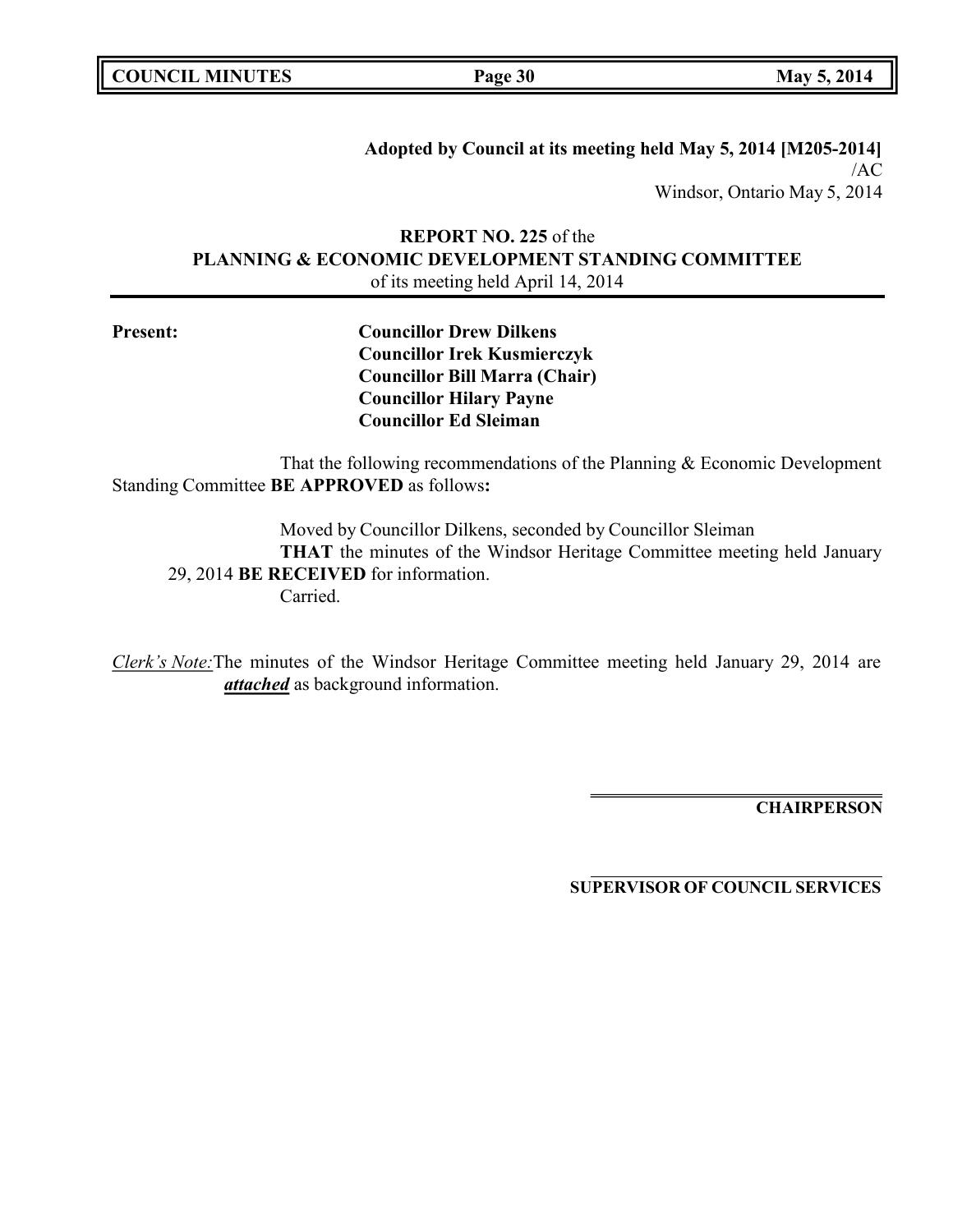**Adopted by Council at its meeting held May 5, 2014 [M205-2014]**
/AC
Windsor, Ontario May 5, 2014

**REPORT NO. 225** of the
**PLANNING & ECONOMIC DEVELOPMENT STANDING COMMITTEE**
of its meeting held April 14, 2014

**Present:**

**Councillor Drew Dilkens**
**Councillor Irek Kusmierczyk**
**Councillor Bill Marra (Chair)**
**Councillor Hilary Payne**
**Councillor Ed Sleiman**

That the following recommendations of the Planning & Economic Development Standing Committee **BE APPROVED** as follows**:**

Moved by Councillor Dilkens, seconded by Councillor Sleiman
**THAT** the minutes of the Windsor Heritage Committee meeting held January 29, 2014 **BE RECEIVED** for information.
Carried.

*Clerk's Note:* The minutes of the Windsor Heritage Committee meeting held January 29, 2014 are ***attached*** as background information.

**CHAIRPERSON**

**SUPERVISOR OF COUNCIL SERVICES**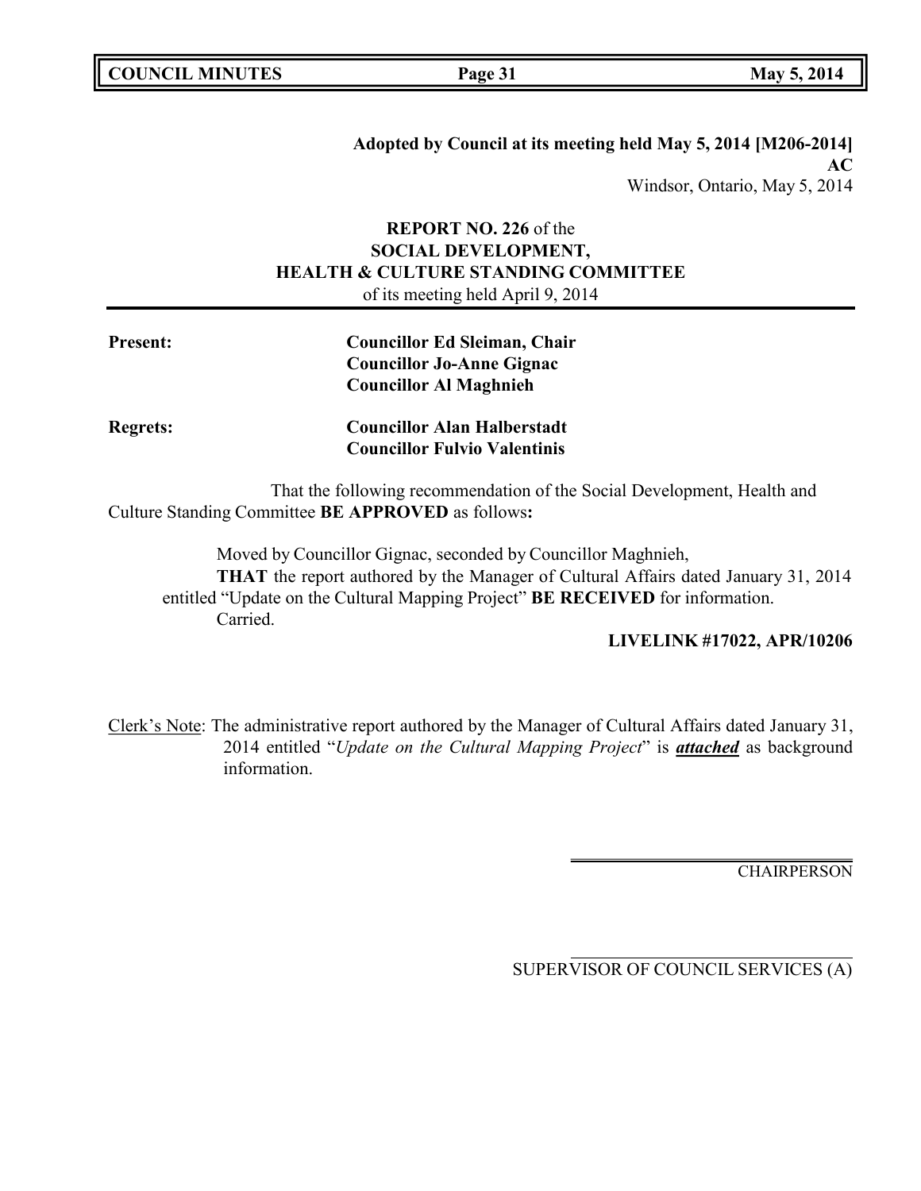**Adopted by Council at its meeting held May 5, 2014 [M206-2014]**
**AC**
Windsor, Ontario, May 5, 2014

**REPORT NO. 226** of the
**SOCIAL DEVELOPMENT,**
**HEALTH & CULTURE STANDING COMMITTEE**
of its meeting held April 9, 2014

**Present:** **Councillor Ed Sleiman, Chair**
**Councillor Jo-Anne Gignac**
**Councillor Al Maghnieh**

**Regrets:** **Councillor Alan Halberstadt**
**Councillor Fulvio Valentinis**

That the following recommendation of the Social Development, Health and Culture Standing Committee **BE APPROVED** as follows**:**

Moved by Councillor Gignac, seconded by Councillor Maghnieh,
**THAT** the report authored by the Manager of Cultural Affairs dated January 31, 2014 entitled "Update on the Cultural Mapping Project" **BE RECEIVED** for information.
Carried.

**LIVELINK #17022, APR/10206**

Clerk's Note: The administrative report authored by the Manager of Cultural Affairs dated January 31, 2014 entitled "*Update on the Cultural Mapping Project*" is ***attached*** as background information.

CHAIRPERSON

SUPERVISOR OF COUNCIL SERVICES (A)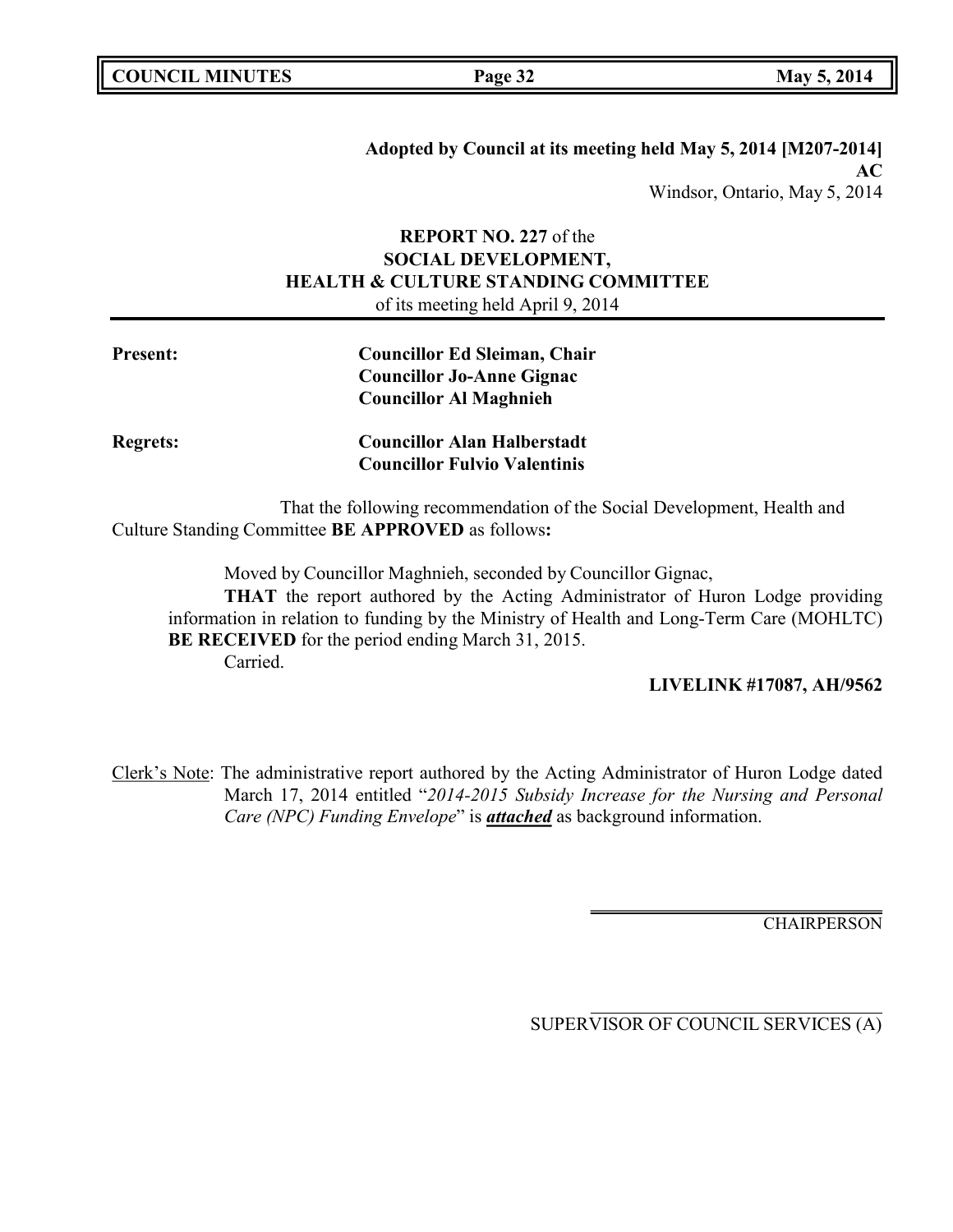**Adopted by Council at its meeting held May 5, 2014 [M207-2014]**
**AC**
Windsor, Ontario, May 5, 2014

**REPORT NO. 227** of the
**SOCIAL DEVELOPMENT,**
**HEALTH & CULTURE STANDING COMMITTEE**
of its meeting held April 9, 2014

**Present:** **Councillor Ed Sleiman, Chair**
**Councillor Jo-Anne Gignac**
**Councillor Al Maghnieh**

**Regrets:** **Councillor Alan Halberstadt**
**Councillor Fulvio Valentinis**

That the following recommendation of the Social Development, Health and Culture Standing Committee **BE APPROVED** as follows**:**

Moved by Councillor Maghnieh, seconded by Councillor Gignac,

**THAT** the report authored by the Acting Administrator of Huron Lodge providing information in relation to funding by the Ministry of Health and Long-Term Care (MOHLTC) **BE RECEIVED** for the period ending March 31, 2015.

Carried.

**LIVELINK #17087, AH/9562**

Clerk's Note: The administrative report authored by the Acting Administrator of Huron Lodge dated March 17, 2014 entitled "*2014-2015 Subsidy Increase for the Nursing and Personal Care (NPC) Funding Envelope*" is ***attached*** as background information.

CHAIRPERSON

SUPERVISOR OF COUNCIL SERVICES (A)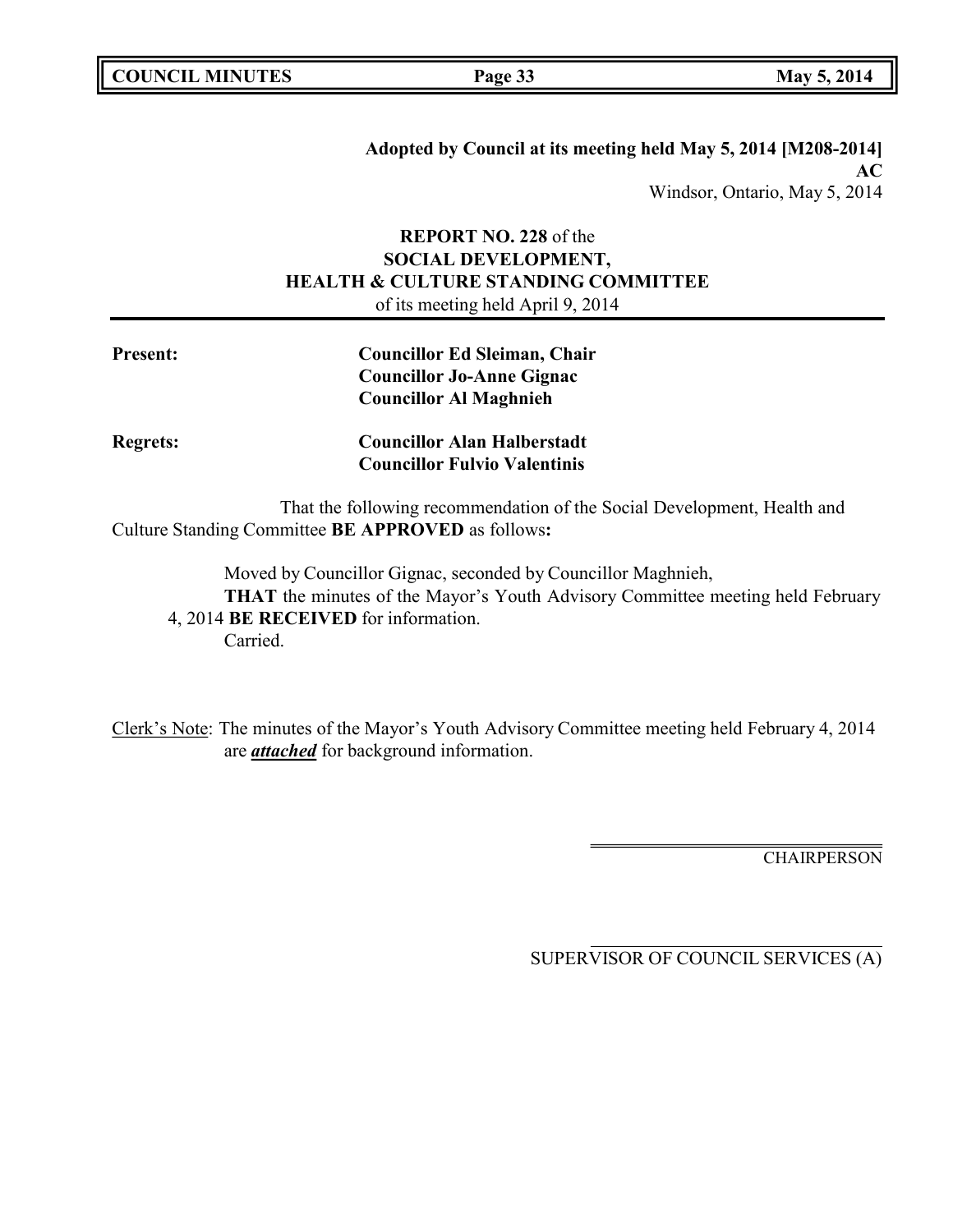**Adopted by Council at its meeting held May 5, 2014 [M208-2014]**
**AC**
Windsor, Ontario, May 5, 2014

**REPORT NO. 228** of the
**SOCIAL DEVELOPMENT,**
**HEALTH & CULTURE STANDING COMMITTEE**
of its meeting held April 9, 2014

| | |
|---|---|
| **Present:** | **Councillor Ed Sleiman, Chair**<br>**Councillor Jo-Anne Gignac**<br>**Councillor Al Maghnieh** |
| **Regrets:** | **Councillor Alan Halberstadt**<br>**Councillor Fulvio Valentinis** |

That the following recommendation of the Social Development, Health and Culture Standing Committee **BE APPROVED** as follows**:**

Moved by Councillor Gignac, seconded by Councillor Maghnieh,
**THAT** the minutes of the Mayor's Youth Advisory Committee meeting held February 4, 2014 **BE RECEIVED** for information.
Carried.

Clerk's Note: The minutes of the Mayor's Youth Advisory Committee meeting held February 4, 2014 are ***attached*** for background information.

CHAIRPERSON

SUPERVISOR OF COUNCIL SERVICES (A)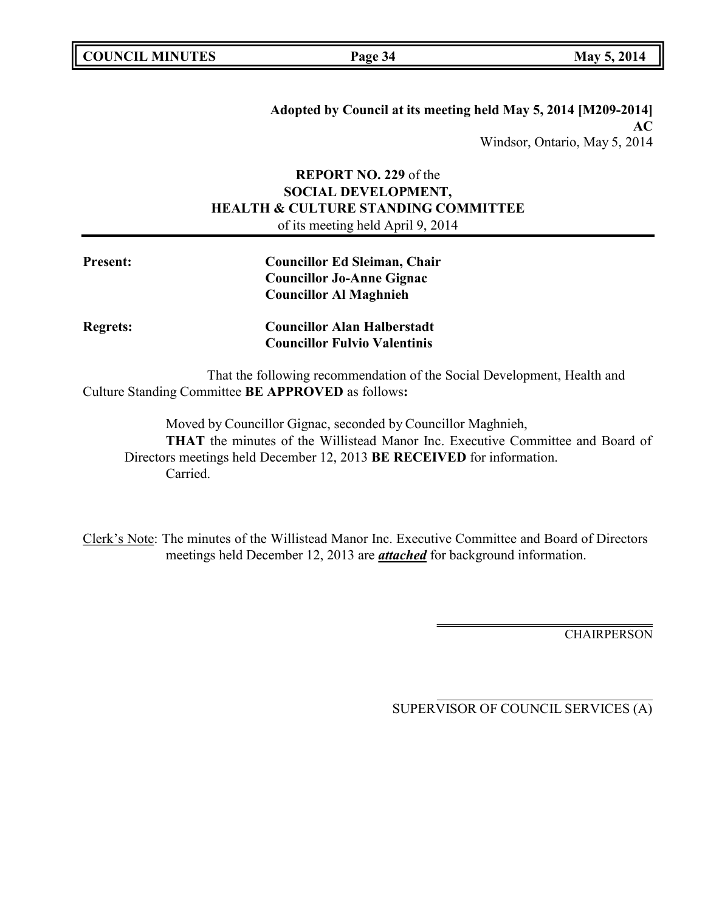**Adopted by Council at its meeting held May 5, 2014 [M209-2014]**
**AC**
Windsor, Ontario, May 5, 2014

**REPORT NO. 229** of the
**SOCIAL DEVELOPMENT,**
**HEALTH & CULTURE STANDING COMMITTEE**
of its meeting held April 9, 2014

**Present:** **Councillor Ed Sleiman, Chair**
**Councillor Jo-Anne Gignac**
**Councillor Al Maghnieh**

**Regrets:** **Councillor Alan Halberstadt**
**Councillor Fulvio Valentinis**

That the following recommendation of the Social Development, Health and Culture Standing Committee **BE APPROVED** as follows**:**

Moved by Councillor Gignac, seconded by Councillor Maghnieh,
**THAT** the minutes of the Willistead Manor Inc. Executive Committee and Board of Directors meetings held December 12, 2013 **BE RECEIVED** for information.
Carried.

Clerk's Note: The minutes of the Willistead Manor Inc. Executive Committee and Board of Directors meetings held December 12, 2013 are ***attached*** for background information.

CHAIRPERSON

SUPERVISOR OF COUNCIL SERVICES (A)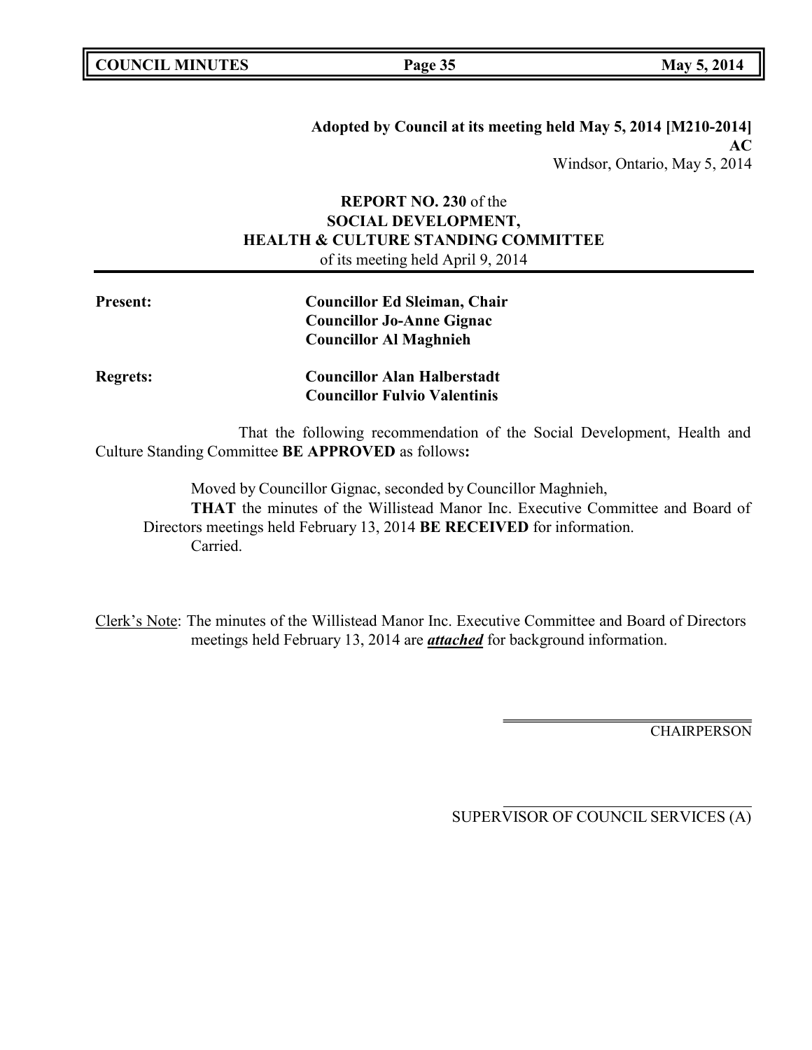**Adopted by Council at its meeting held May 5, 2014 [M210-2014]**
**AC**
Windsor, Ontario, May 5, 2014

**REPORT NO. 230** of the
**SOCIAL DEVELOPMENT,**
**HEALTH & CULTURE STANDING COMMITTEE**
of its meeting held April 9, 2014

| | |
|---|---|
| **Present:** | **Councillor Ed Sleiman, Chair**<br>**Councillor Jo-Anne Gignac**<br>**Councillor Al Maghnieh** |
| **Regrets:** | **Councillor Alan Halberstadt**<br>**Councillor Fulvio Valentinis** |

That the following recommendation of the Social Development, Health and Culture Standing Committee **BE APPROVED** as follows**:**

Moved by Councillor Gignac, seconded by Councillor Maghnieh,
**THAT** the minutes of the Willistead Manor Inc. Executive Committee and Board of Directors meetings held February 13, 2014 **BE RECEIVED** for information.
Carried.

Clerk's Note: The minutes of the Willistead Manor Inc. Executive Committee and Board of Directors meetings held February 13, 2014 are ***attached*** for background information.

CHAIRPERSON

SUPERVISOR OF COUNCIL SERVICES (A)